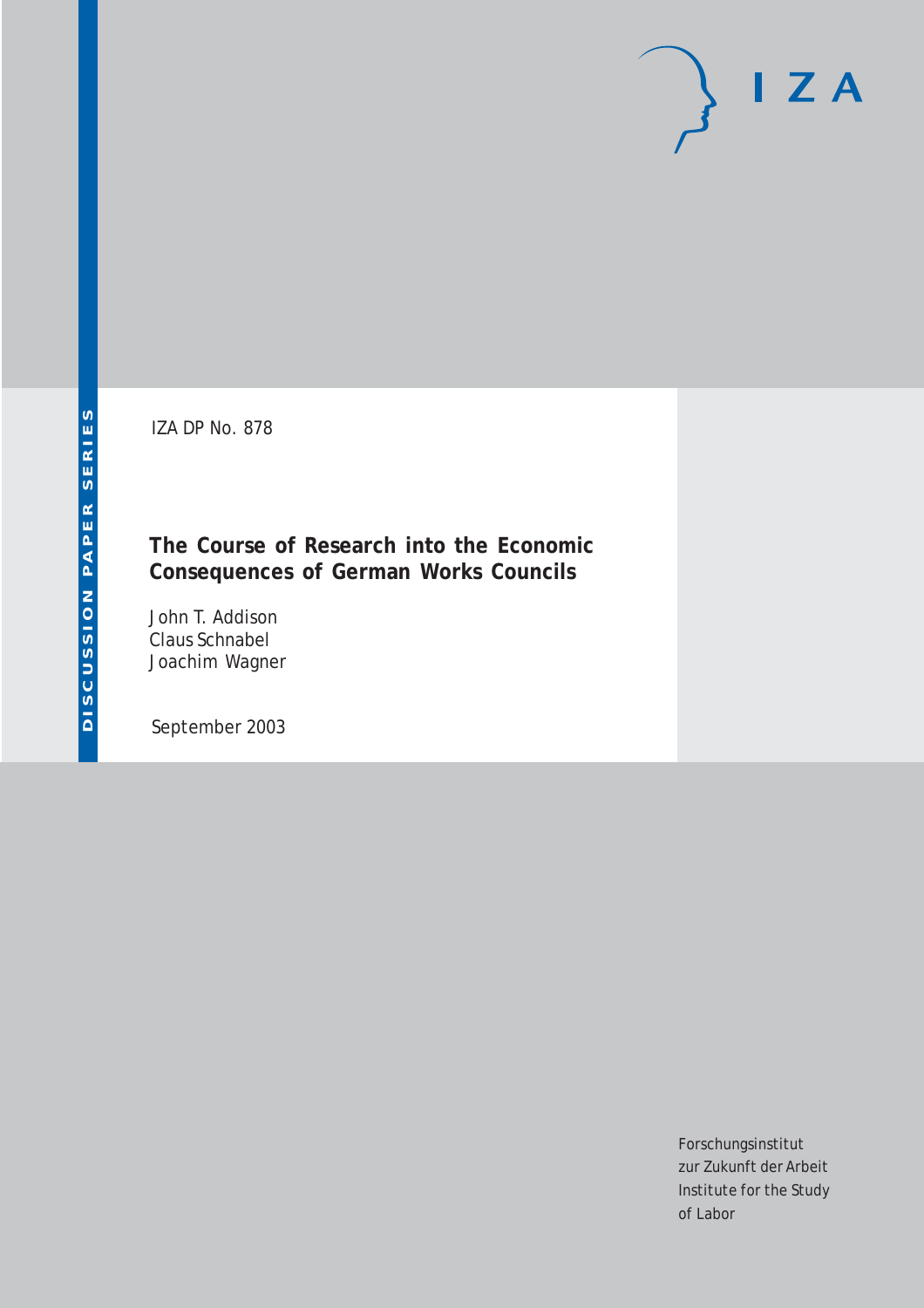DISCUSSION PAPER SERIES

IZA DP No. 878

# The Course of Research into the Economic Consequences of German Works Councils

John T. Addison
Claus Schnabel
Joachim Wagner

September 2003

Forschungsinstitut
zur Zukunft der Arbeit
Institute for the Study
of Labor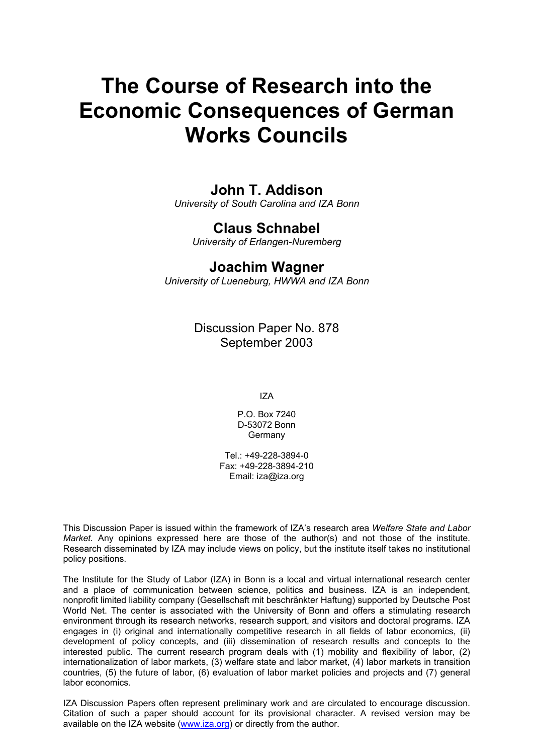# The Course of Research into the Economic Consequences of German Works Councils

## John T. Addison

*University of South Carolina and IZA Bonn*

## Claus Schnabel

*University of Erlangen-Nuremberg*

## Joachim Wagner

*University of Lueneburg, HWWA and IZA Bonn*

Discussion Paper No. 878
September 2003

IZA

P.O. Box 7240
D-53072 Bonn
Germany

Tel.: +49-228-3894-0
Fax: +49-228-3894-210
Email: iza@iza.org

This Discussion Paper is issued within the framework of IZA's research area *Welfare State and Labor Market.* Any opinions expressed here are those of the author(s) and not those of the institute. Research disseminated by IZA may include views on policy, but the institute itself takes no institutional policy positions.

The Institute for the Study of Labor (IZA) in Bonn is a local and virtual international research center and a place of communication between science, politics and business. IZA is an independent, nonprofit limited liability company (Gesellschaft mit beschränkter Haftung) supported by Deutsche Post World Net. The center is associated with the University of Bonn and offers a stimulating research environment through its research networks, research support, and visitors and doctoral programs. IZA engages in (i) original and internationally competitive research in all fields of labor economics, (ii) development of policy concepts, and (iii) dissemination of research results and concepts to the interested public. The current research program deals with (1) mobility and flexibility of labor, (2) internationalization of labor markets, (3) welfare state and labor market, (4) labor markets in transition countries, (5) the future of labor, (6) evaluation of labor market policies and projects and (7) general labor economics.

IZA Discussion Papers often represent preliminary work and are circulated to encourage discussion. Citation of such a paper should account for its provisional character. A revised version may be available on the IZA website (www.iza.org) or directly from the author.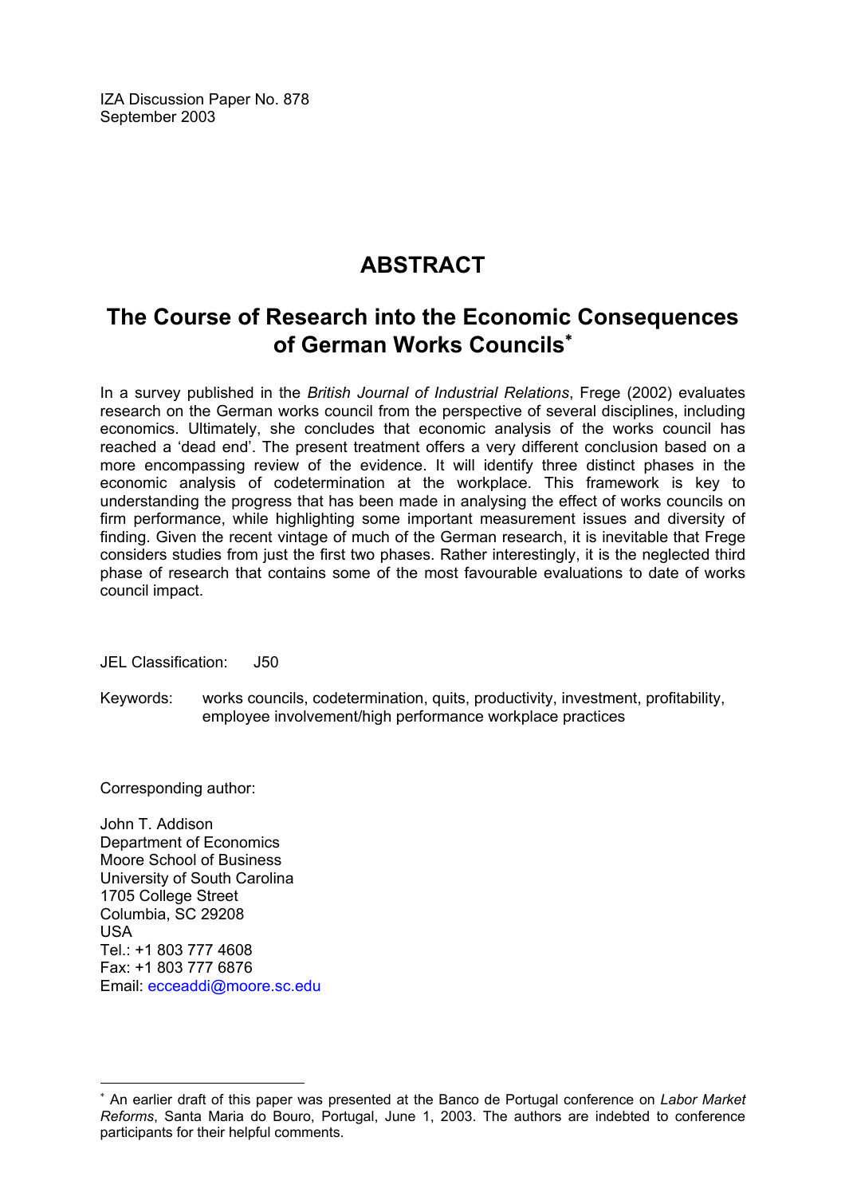IZA Discussion Paper No. 878
September 2003

# ABSTRACT

## The Course of Research into the Economic Consequences of German Works Councils[∗]

In a survey published in the *British Journal of Industrial Relations*, Frege (2002) evaluates research on the German works council from the perspective of several disciplines, including economics. Ultimately, she concludes that economic analysis of the works council has reached a 'dead end'. The present treatment offers a very different conclusion based on a more encompassing review of the evidence. It will identify three distinct phases in the economic analysis of codetermination at the workplace. This framework is key to understanding the progress that has been made in analysing the effect of works councils on firm performance, while highlighting some important measurement issues and diversity of finding. Given the recent vintage of much of the German research, it is inevitable that Frege considers studies from just the first two phases. Rather interestingly, it is the neglected third phase of research that contains some of the most favourable evaluations to date of works council impact.

JEL Classification: J50

Keywords: works councils, codetermination, quits, productivity, investment, profitability, employee involvement/high performance workplace practices

Corresponding author:

John T. Addison
Department of Economics
Moore School of Business
University of South Carolina
1705 College Street
Columbia, SC 29208
USA
Tel.: +1 803 777 4608
Fax: +1 803 777 6876
Email: ecceaddi@moore.sc.edu

[∗] An earlier draft of this paper was presented at the Banco de Portugal conference on *Labor Market Reforms*, Santa Maria do Bouro, Portugal, June 1, 2003. The authors are indebted to conference participants for their helpful comments.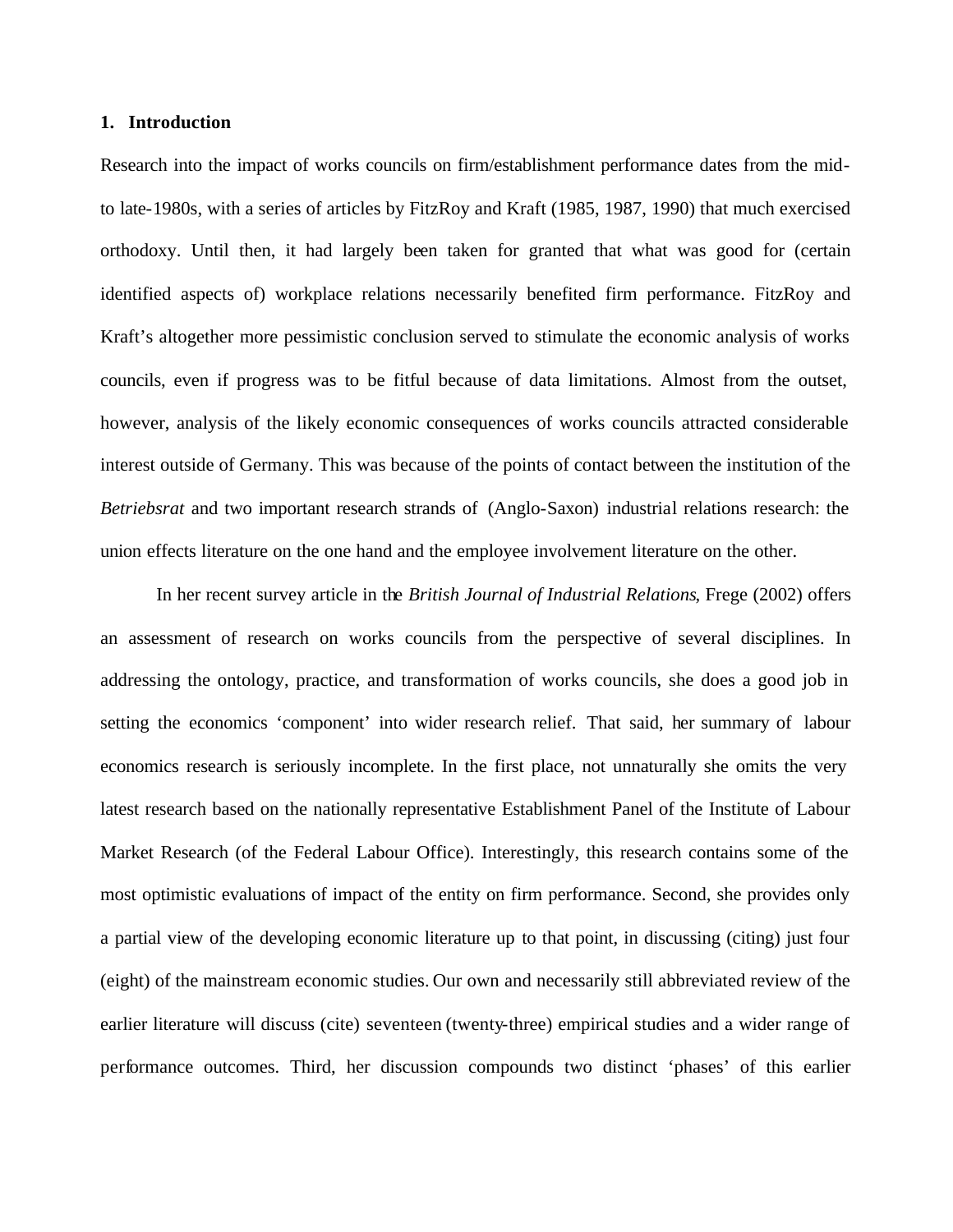## 1. Introduction

Research into the impact of works councils on firm/establishment performance dates from the mid- to late-1980s, with a series of articles by FitzRoy and Kraft (1985, 1987, 1990) that much exercised orthodoxy. Until then, it had largely been taken for granted that what was good for (certain identified aspects of) workplace relations necessarily benefited firm performance. FitzRoy and Kraft's altogether more pessimistic conclusion served to stimulate the economic analysis of works councils, even if progress was to be fitful because of data limitations. Almost from the outset, however, analysis of the likely economic consequences of works councils attracted considerable interest outside of Germany. This was because of the points of contact between the institution of the *Betriebsrat* and two important research strands of (Anglo-Saxon) industrial relations research: the union effects literature on the one hand and the employee involvement literature on the other.

In her recent survey article in the *British Journal of Industrial Relations*, Frege (2002) offers an assessment of research on works councils from the perspective of several disciplines. In addressing the ontology, practice, and transformation of works councils, she does a good job in setting the economics 'component' into wider research relief. That said, her summary of labour economics research is seriously incomplete. In the first place, not unnaturally she omits the very latest research based on the nationally representative Establishment Panel of the Institute of Labour Market Research (of the Federal Labour Office). Interestingly, this research contains some of the most optimistic evaluations of impact of the entity on firm performance. Second, she provides only a partial view of the developing economic literature up to that point, in discussing (citing) just four (eight) of the mainstream economic studies. Our own and necessarily still abbreviated review of the earlier literature will discuss (cite) seventeen (twenty-three) empirical studies and a wider range of performance outcomes. Third, her discussion compounds two distinct 'phases' of this earlier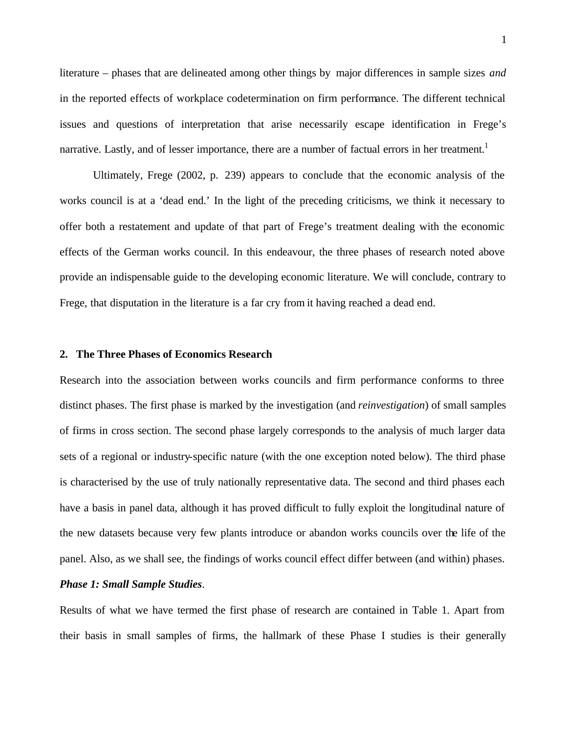literature – phases that are delineated among other things by major differences in sample sizes *and* in the reported effects of workplace codetermination on firm performance. The different technical issues and questions of interpretation that arise necessarily escape identification in Frege's narrative. Lastly, and of lesser importance, there are a number of factual errors in her treatment.[1]

Ultimately, Frege (2002, p. 239) appears to conclude that the economic analysis of the works council is at a 'dead end.' In the light of the preceding criticisms, we think it necessary to offer both a restatement and update of that part of Frege's treatment dealing with the economic effects of the German works council. In this endeavour, the three phases of research noted above provide an indispensable guide to the developing economic literature. We will conclude, contrary to Frege, that disputation in the literature is a far cry from it having reached a dead end.

## 2. The Three Phases of Economics Research

Research into the association between works councils and firm performance conforms to three distinct phases. The first phase is marked by the investigation (and *reinvestigation*) of small samples of firms in cross section. The second phase largely corresponds to the analysis of much larger data sets of a regional or industry-specific nature (with the one exception noted below). The third phase is characterised by the use of truly nationally representative data. The second and third phases each have a basis in panel data, although it has proved difficult to fully exploit the longitudinal nature of the new datasets because very few plants introduce or abandon works councils over the life of the panel. Also, as we shall see, the findings of works council effect differ between (and within) phases.

***Phase 1: Small Sample Studies***.

Results of what we have termed the first phase of research are contained in Table 1. Apart from their basis in small samples of firms, the hallmark of these Phase I studies is their generally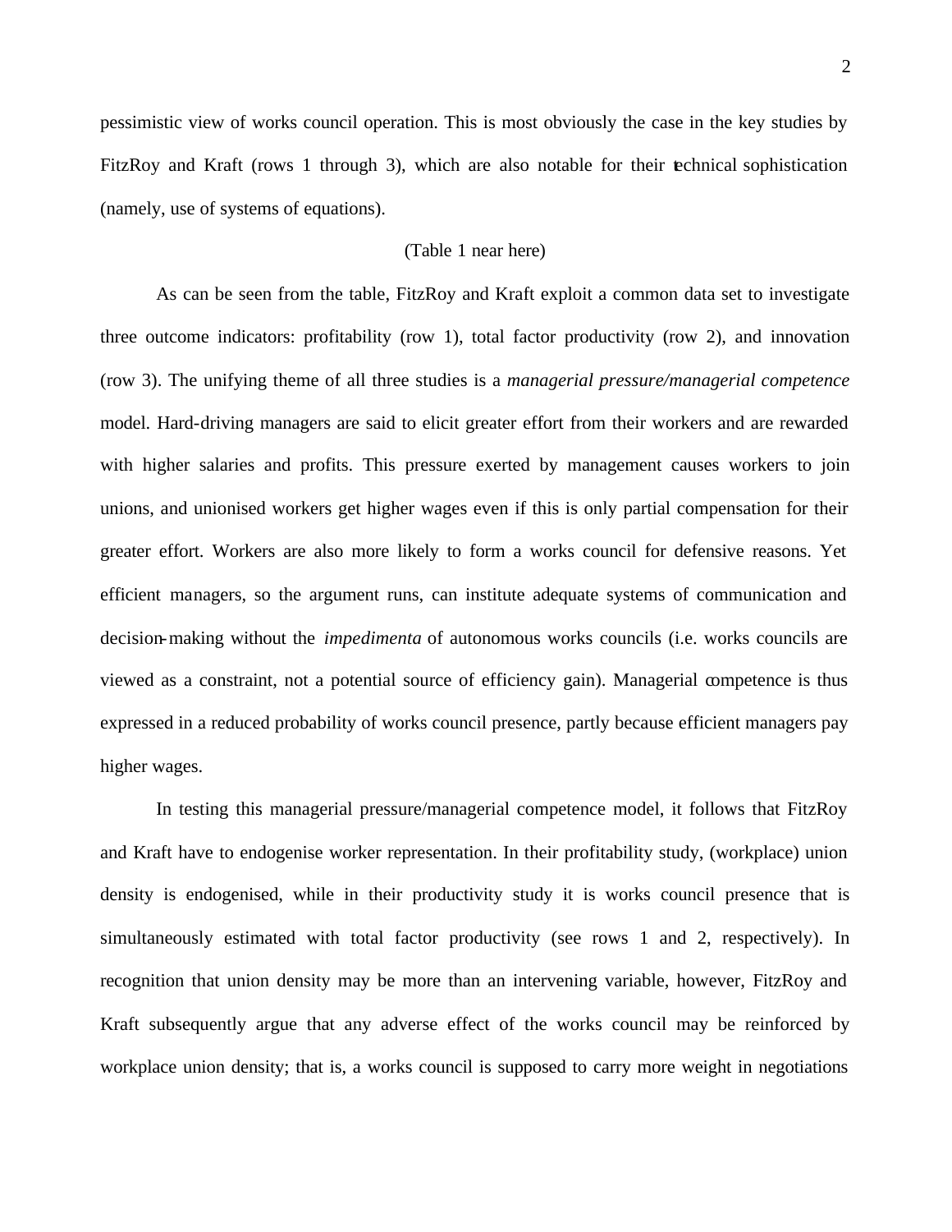pessimistic view of works council operation. This is most obviously the case in the key studies by FitzRoy and Kraft (rows 1 through 3), which are also notable for their technical sophistication (namely, use of systems of equations).

(Table 1 near here)

As can be seen from the table, FitzRoy and Kraft exploit a common data set to investigate three outcome indicators: profitability (row 1), total factor productivity (row 2), and innovation (row 3). The unifying theme of all three studies is a *managerial pressure/managerial competence* model. Hard-driving managers are said to elicit greater effort from their workers and are rewarded with higher salaries and profits. This pressure exerted by management causes workers to join unions, and unionised workers get higher wages even if this is only partial compensation for their greater effort. Workers are also more likely to form a works council for defensive reasons. Yet efficient managers, so the argument runs, can institute adequate systems of communication and decision-making without the *impedimenta* of autonomous works councils (i.e. works councils are viewed as a constraint, not a potential source of efficiency gain). Managerial competence is thus expressed in a reduced probability of works council presence, partly because efficient managers pay higher wages.

In testing this managerial pressure/managerial competence model, it follows that FitzRoy and Kraft have to endogenise worker representation. In their profitability study, (workplace) union density is endogenised, while in their productivity study it is works council presence that is simultaneously estimated with total factor productivity (see rows 1 and 2, respectively). In recognition that union density may be more than an intervening variable, however, FitzRoy and Kraft subsequently argue that any adverse effect of the works council may be reinforced by workplace union density; that is, a works council is supposed to carry more weight in negotiations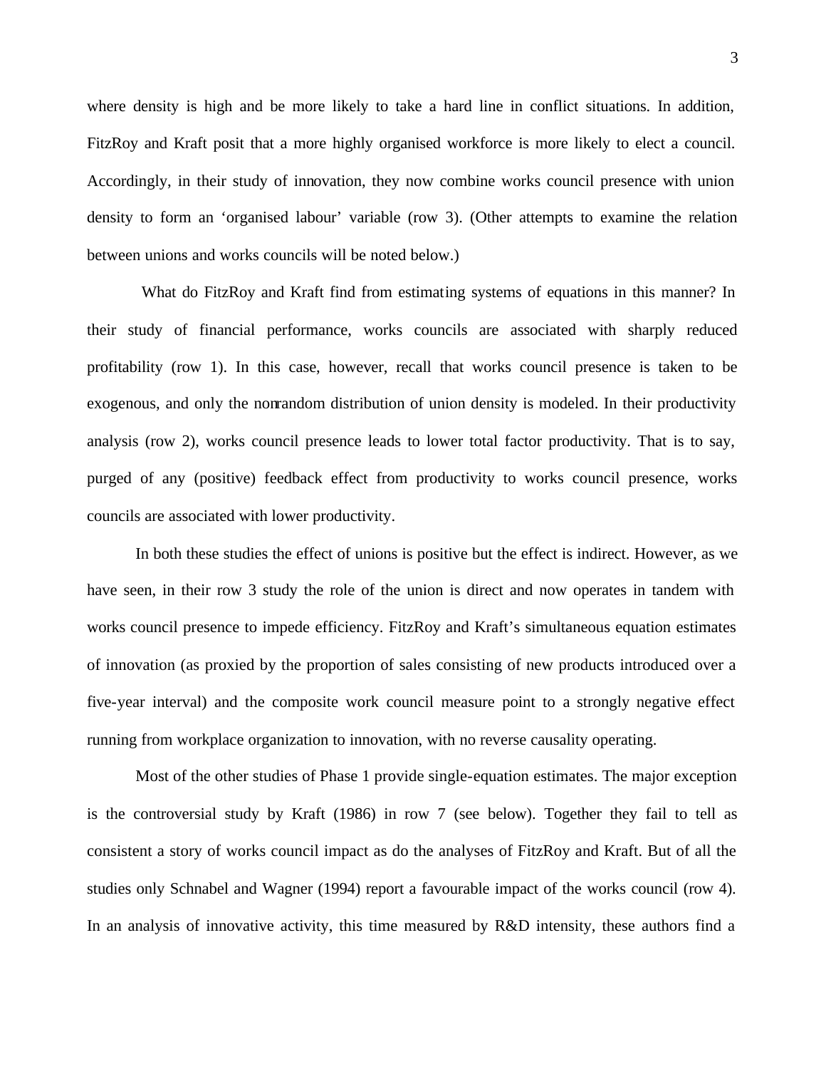where density is high and be more likely to take a hard line in conflict situations. In addition, FitzRoy and Kraft posit that a more highly organised workforce is more likely to elect a council. Accordingly, in their study of innovation, they now combine works council presence with union density to form an 'organised labour' variable (row 3). (Other attempts to examine the relation between unions and works councils will be noted below.)

What do FitzRoy and Kraft find from estimating systems of equations in this manner? In their study of financial performance, works councils are associated with sharply reduced profitability (row 1). In this case, however, recall that works council presence is taken to be exogenous, and only the nonrandom distribution of union density is modeled. In their productivity analysis (row 2), works council presence leads to lower total factor productivity. That is to say, purged of any (positive) feedback effect from productivity to works council presence, works councils are associated with lower productivity.

In both these studies the effect of unions is positive but the effect is indirect. However, as we have seen, in their row 3 study the role of the union is direct and now operates in tandem with works council presence to impede efficiency. FitzRoy and Kraft's simultaneous equation estimates of innovation (as proxied by the proportion of sales consisting of new products introduced over a five-year interval) and the composite work council measure point to a strongly negative effect running from workplace organization to innovation, with no reverse causality operating.

Most of the other studies of Phase 1 provide single-equation estimates. The major exception is the controversial study by Kraft (1986) in row 7 (see below). Together they fail to tell as consistent a story of works council impact as do the analyses of FitzRoy and Kraft. But of all the studies only Schnabel and Wagner (1994) report a favourable impact of the works council (row 4). In an analysis of innovative activity, this time measured by R&D intensity, these authors find a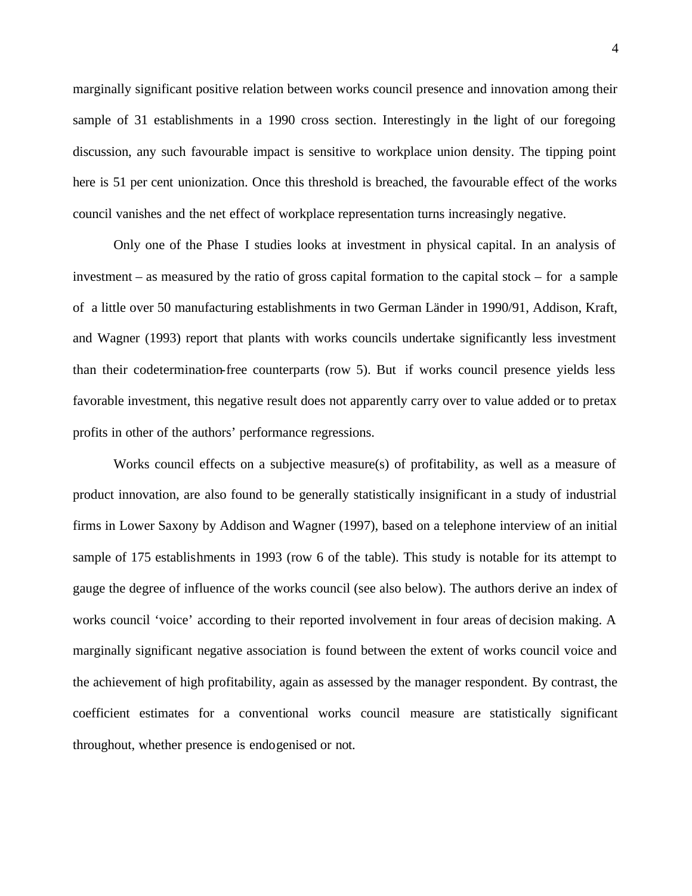marginally significant positive relation between works council presence and innovation among their sample of 31 establishments in a 1990 cross section. Interestingly in the light of our foregoing discussion, any such favourable impact is sensitive to workplace union density. The tipping point here is 51 per cent unionization. Once this threshold is breached, the favourable effect of the works council vanishes and the net effect of workplace representation turns increasingly negative.

Only one of the Phase I studies looks at investment in physical capital. In an analysis of investment – as measured by the ratio of gross capital formation to the capital stock – for a sample of a little over 50 manufacturing establishments in two German Länder in 1990/91, Addison, Kraft, and Wagner (1993) report that plants with works councils undertake significantly less investment than their codetermination-free counterparts (row 5). But if works council presence yields less favorable investment, this negative result does not apparently carry over to value added or to pretax profits in other of the authors' performance regressions.

Works council effects on a subjective measure(s) of profitability, as well as a measure of product innovation, are also found to be generally statistically insignificant in a study of industrial firms in Lower Saxony by Addison and Wagner (1997), based on a telephone interview of an initial sample of 175 establishments in 1993 (row 6 of the table). This study is notable for its attempt to gauge the degree of influence of the works council (see also below). The authors derive an index of works council 'voice' according to their reported involvement in four areas of decision making. A marginally significant negative association is found between the extent of works council voice and the achievement of high profitability, again as assessed by the manager respondent. By contrast, the coefficient estimates for a conventional works council measure are statistically significant throughout, whether presence is endogenised or not.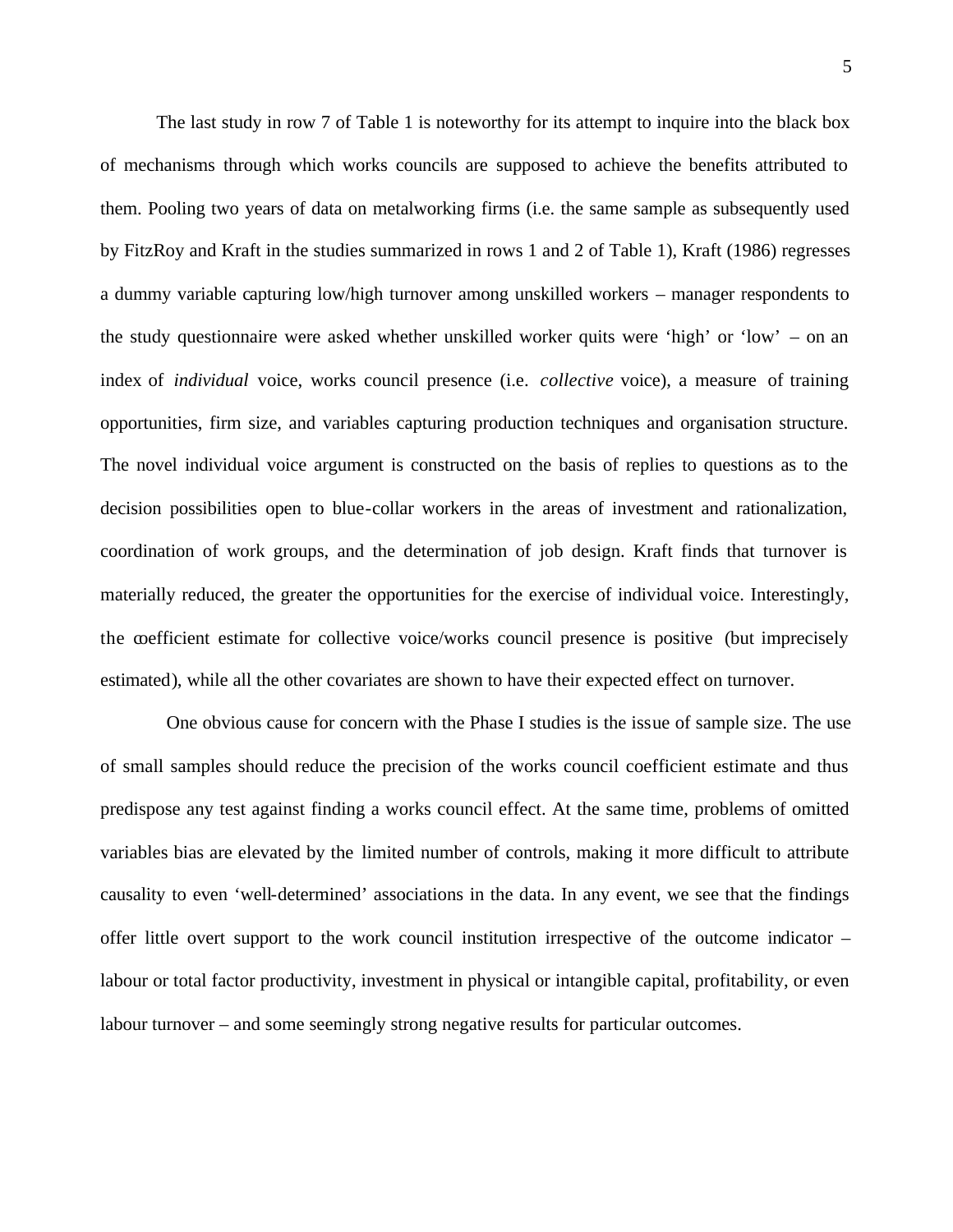The last study in row 7 of Table 1 is noteworthy for its attempt to inquire into the black box of mechanisms through which works councils are supposed to achieve the benefits attributed to them. Pooling two years of data on metalworking firms (i.e. the same sample as subsequently used by FitzRoy and Kraft in the studies summarized in rows 1 and 2 of Table 1), Kraft (1986) regresses a dummy variable capturing low/high turnover among unskilled workers – manager respondents to the study questionnaire were asked whether unskilled worker quits were 'high' or 'low' – on an index of *individual* voice, works council presence (i.e. *collective* voice), a measure of training opportunities, firm size, and variables capturing production techniques and organisation structure. The novel individual voice argument is constructed on the basis of replies to questions as to the decision possibilities open to blue-collar workers in the areas of investment and rationalization, coordination of work groups, and the determination of job design. Kraft finds that turnover is materially reduced, the greater the opportunities for the exercise of individual voice. Interestingly, the coefficient estimate for collective voice/works council presence is positive (but imprecisely estimated), while all the other covariates are shown to have their expected effect on turnover.

One obvious cause for concern with the Phase I studies is the issue of sample size. The use of small samples should reduce the precision of the works council coefficient estimate and thus predispose any test against finding a works council effect. At the same time, problems of omitted variables bias are elevated by the limited number of controls, making it more difficult to attribute causality to even 'well-determined' associations in the data. In any event, we see that the findings offer little overt support to the work council institution irrespective of the outcome indicator – labour or total factor productivity, investment in physical or intangible capital, profitability, or even labour turnover – and some seemingly strong negative results for particular outcomes.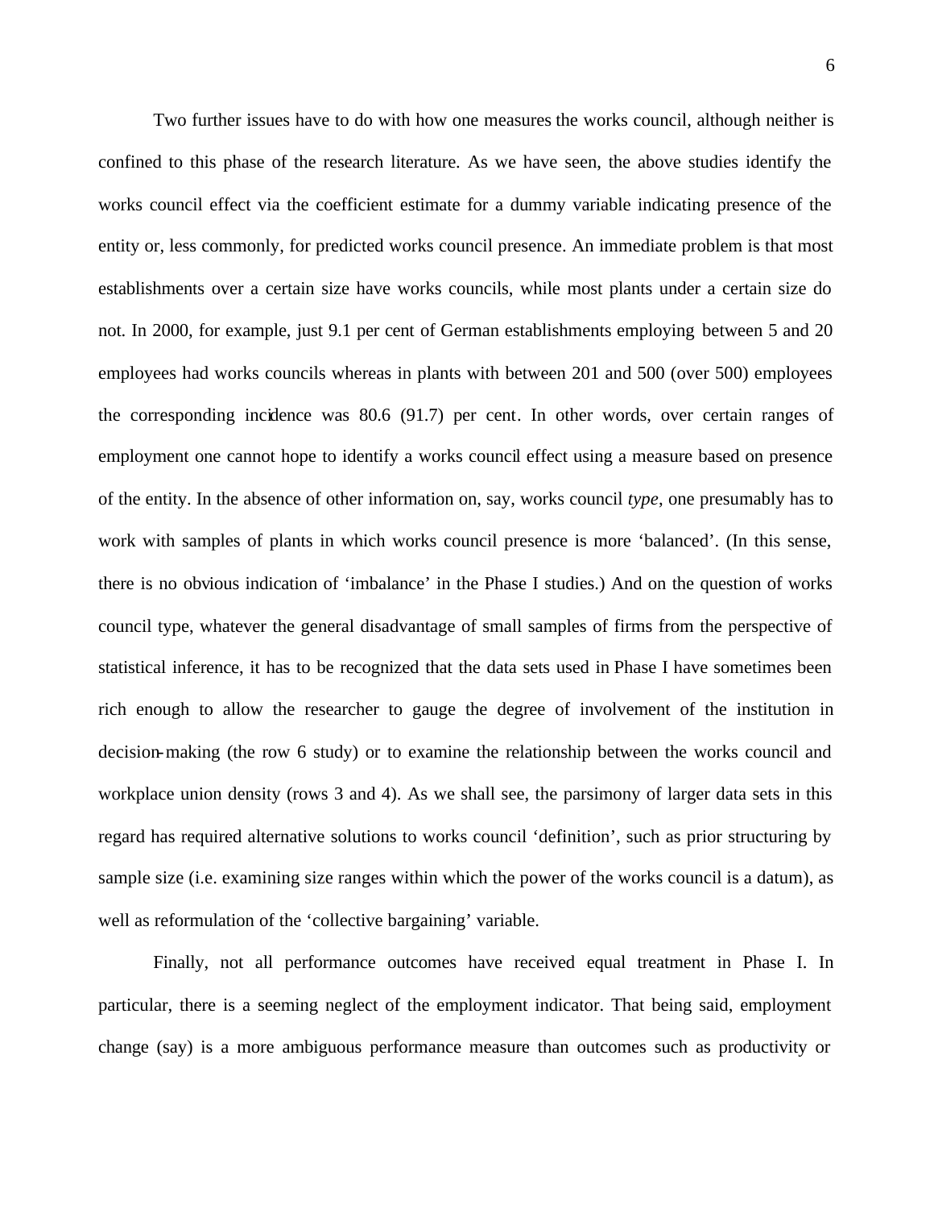Two further issues have to do with how one measures the works council, although neither is confined to this phase of the research literature. As we have seen, the above studies identify the works council effect via the coefficient estimate for a dummy variable indicating presence of the entity or, less commonly, for predicted works council presence. An immediate problem is that most establishments over a certain size have works councils, while most plants under a certain size do not. In 2000, for example, just 9.1 per cent of German establishments employing between 5 and 20 employees had works councils whereas in plants with between 201 and 500 (over 500) employees the corresponding incidence was 80.6 (91.7) per cent. In other words, over certain ranges of employment one cannot hope to identify a works council effect using a measure based on presence of the entity. In the absence of other information on, say, works council *type*, one presumably has to work with samples of plants in which works council presence is more 'balanced'. (In this sense, there is no obvious indication of 'imbalance' in the Phase I studies.) And on the question of works council type, whatever the general disadvantage of small samples of firms from the perspective of statistical inference, it has to be recognized that the data sets used in Phase I have sometimes been rich enough to allow the researcher to gauge the degree of involvement of the institution in decision-making (the row 6 study) or to examine the relationship between the works council and workplace union density (rows 3 and 4). As we shall see, the parsimony of larger data sets in this regard has required alternative solutions to works council 'definition', such as prior structuring by sample size (i.e. examining size ranges within which the power of the works council is a datum), as well as reformulation of the 'collective bargaining' variable.

Finally, not all performance outcomes have received equal treatment in Phase I. In particular, there is a seeming neglect of the employment indicator. That being said, employment change (say) is a more ambiguous performance measure than outcomes such as productivity or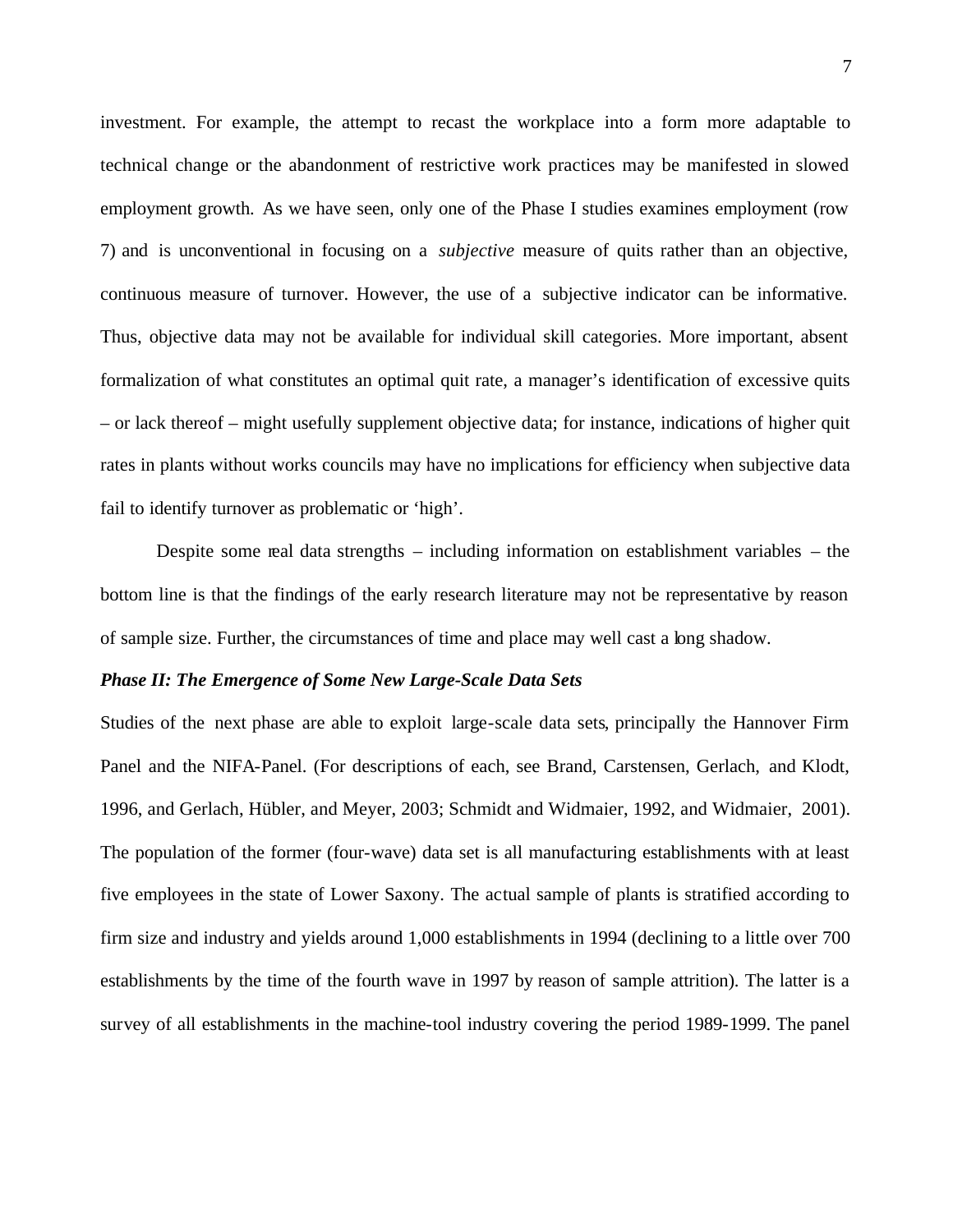investment. For example, the attempt to recast the workplace into a form more adaptable to technical change or the abandonment of restrictive work practices may be manifested in slowed employment growth. As we have seen, only one of the Phase I studies examines employment (row 7) and is unconventional in focusing on a *subjective* measure of quits rather than an objective, continuous measure of turnover. However, the use of a subjective indicator can be informative. Thus, objective data may not be available for individual skill categories. More important, absent formalization of what constitutes an optimal quit rate, a manager's identification of excessive quits – or lack thereof – might usefully supplement objective data; for instance, indications of higher quit rates in plants without works councils may have no implications for efficiency when subjective data fail to identify turnover as problematic or 'high'.

Despite some real data strengths – including information on establishment variables – the bottom line is that the findings of the early research literature may not be representative by reason of sample size. Further, the circumstances of time and place may well cast a long shadow.

***Phase II: The Emergence of Some New Large-Scale Data Sets***

Studies of the next phase are able to exploit large-scale data sets, principally the Hannover Firm Panel and the NIFA-Panel. (For descriptions of each, see Brand, Carstensen, Gerlach, and Klodt, 1996, and Gerlach, Hübler, and Meyer, 2003; Schmidt and Widmaier, 1992, and Widmaier, 2001). The population of the former (four-wave) data set is all manufacturing establishments with at least five employees in the state of Lower Saxony. The actual sample of plants is stratified according to firm size and industry and yields around 1,000 establishments in 1994 (declining to a little over 700 establishments by the time of the fourth wave in 1997 by reason of sample attrition). The latter is a survey of all establishments in the machine-tool industry covering the period 1989-1999. The panel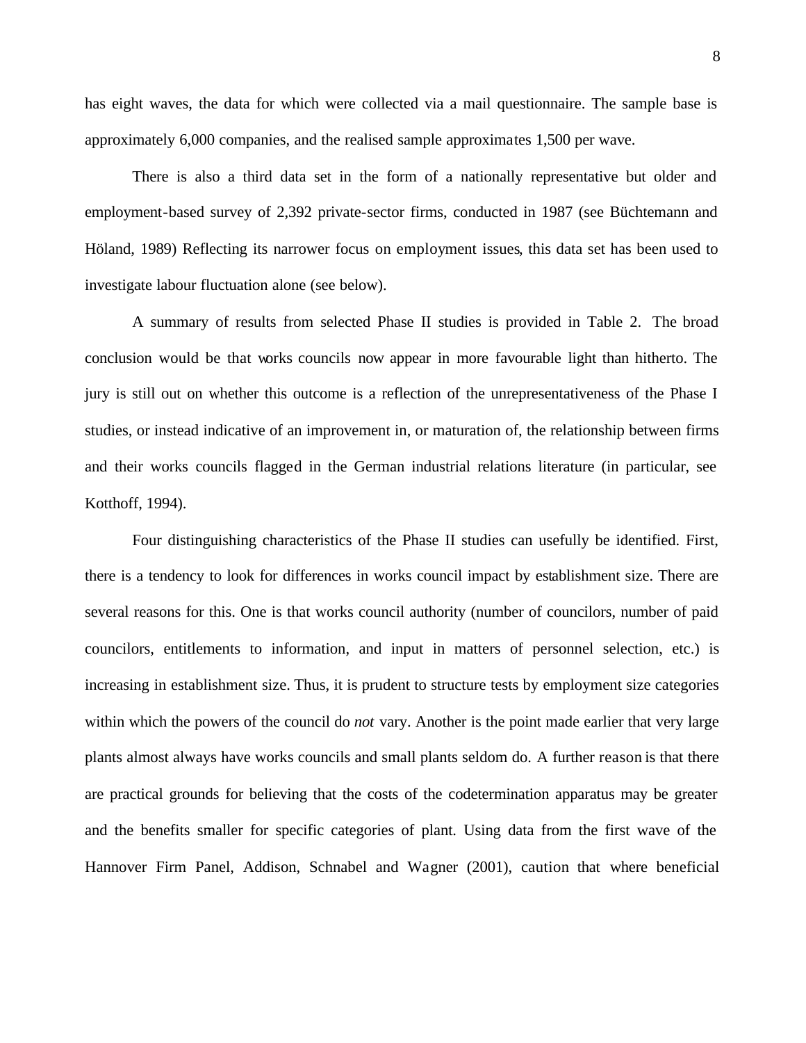has eight waves, the data for which were collected via a mail questionnaire. The sample base is approximately 6,000 companies, and the realised sample approximates 1,500 per wave.

There is also a third data set in the form of a nationally representative but older and employment-based survey of 2,392 private-sector firms, conducted in 1987 (see Büchtemann and Höland, 1989) Reflecting its narrower focus on employment issues, this data set has been used to investigate labour fluctuation alone (see below).

A summary of results from selected Phase II studies is provided in Table 2. The broad conclusion would be that works councils now appear in more favourable light than hitherto. The jury is still out on whether this outcome is a reflection of the unrepresentativeness of the Phase I studies, or instead indicative of an improvement in, or maturation of, the relationship between firms and their works councils flagged in the German industrial relations literature (in particular, see Kotthoff, 1994).

Four distinguishing characteristics of the Phase II studies can usefully be identified. First, there is a tendency to look for differences in works council impact by establishment size. There are several reasons for this. One is that works council authority (number of councilors, number of paid councilors, entitlements to information, and input in matters of personnel selection, etc.) is increasing in establishment size. Thus, it is prudent to structure tests by employment size categories within which the powers of the council do *not* vary. Another is the point made earlier that very large plants almost always have works councils and small plants seldom do. A further reason is that there are practical grounds for believing that the costs of the codetermination apparatus may be greater and the benefits smaller for specific categories of plant. Using data from the first wave of the Hannover Firm Panel, Addison, Schnabel and Wagner (2001), caution that where beneficial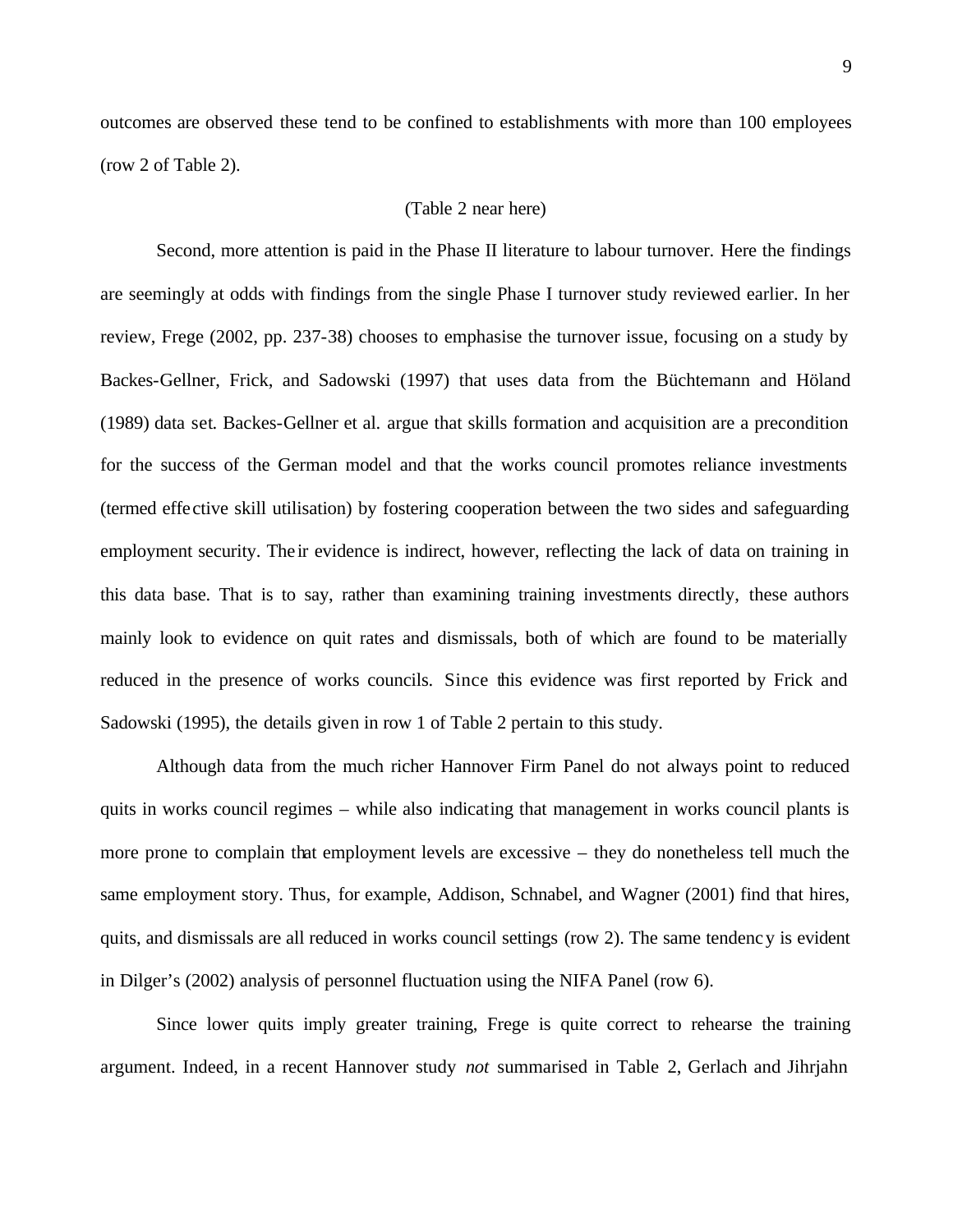outcomes are observed these tend to be confined to establishments with more than 100 employees (row 2 of Table 2).

(Table 2 near here)

Second, more attention is paid in the Phase II literature to labour turnover. Here the findings are seemingly at odds with findings from the single Phase I turnover study reviewed earlier. In her review, Frege (2002, pp. 237-38) chooses to emphasise the turnover issue, focusing on a study by Backes-Gellner, Frick, and Sadowski (1997) that uses data from the Büchtemann and Höland (1989) data set. Backes-Gellner et al. argue that skills formation and acquisition are a precondition for the success of the German model and that the works council promotes reliance investments (termed effective skill utilisation) by fostering cooperation between the two sides and safeguarding employment security. Their evidence is indirect, however, reflecting the lack of data on training in this data base. That is to say, rather than examining training investments directly, these authors mainly look to evidence on quit rates and dismissals, both of which are found to be materially reduced in the presence of works councils. Since this evidence was first reported by Frick and Sadowski (1995), the details given in row 1 of Table 2 pertain to this study.

Although data from the much richer Hannover Firm Panel do not always point to reduced quits in works council regimes – while also indicating that management in works council plants is more prone to complain that employment levels are excessive – they do nonetheless tell much the same employment story. Thus, for example, Addison, Schnabel, and Wagner (2001) find that hires, quits, and dismissals are all reduced in works council settings (row 2). The same tendency is evident in Dilger's (2002) analysis of personnel fluctuation using the NIFA Panel (row 6).

Since lower quits imply greater training, Frege is quite correct to rehearse the training argument. Indeed, in a recent Hannover study *not* summarised in Table 2, Gerlach and Jihrjahn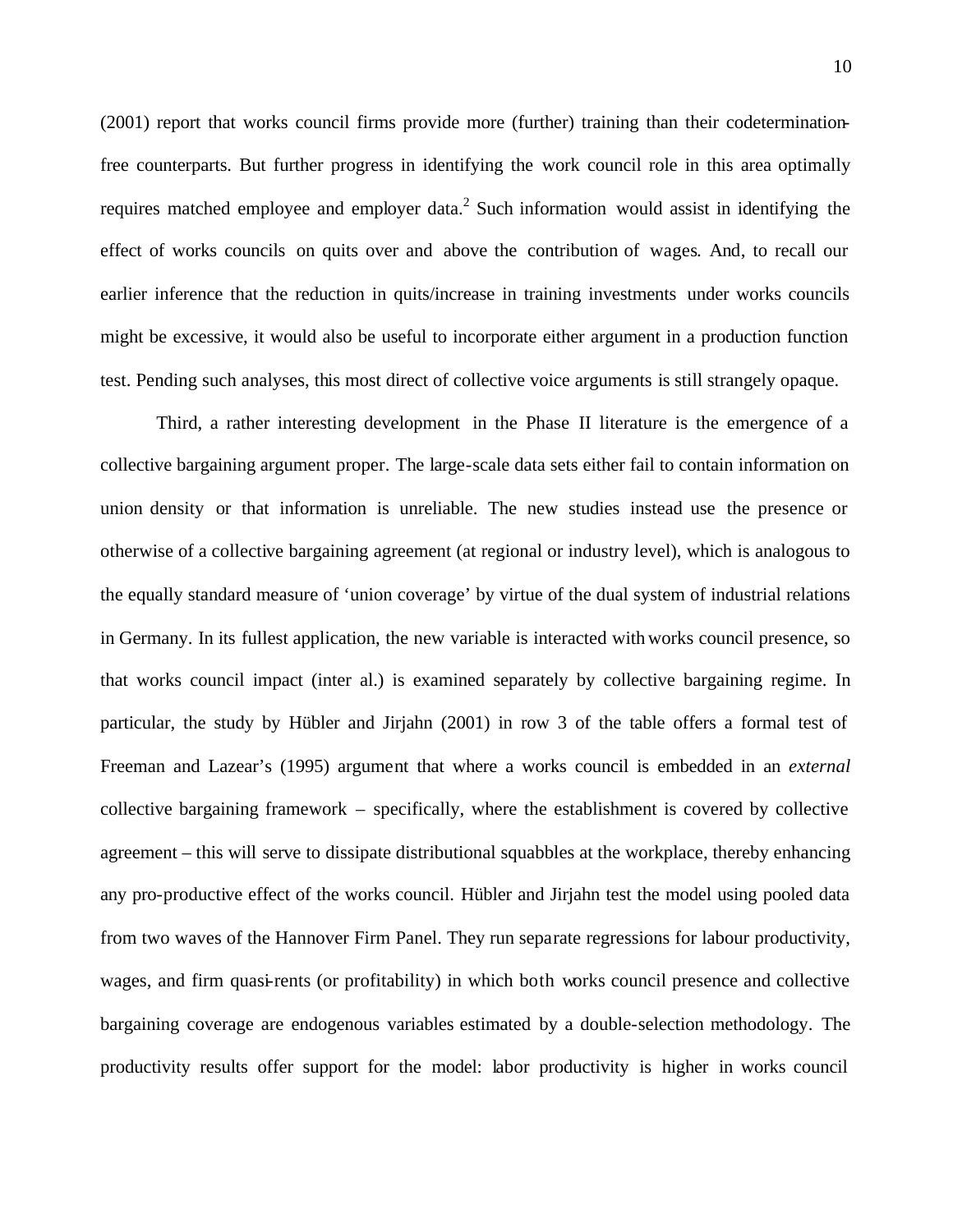(2001) report that works council firms provide more (further) training than their codetermination-free counterparts. But further progress in identifying the work council role in this area optimally requires matched employee and employer data.[2] Such information would assist in identifying the effect of works councils on quits over and above the contribution of wages. And, to recall our earlier inference that the reduction in quits/increase in training investments under works councils might be excessive, it would also be useful to incorporate either argument in a production function test. Pending such analyses, this most direct of collective voice arguments is still strangely opaque.

Third, a rather interesting development in the Phase II literature is the emergence of a collective bargaining argument proper. The large-scale data sets either fail to contain information on union density or that information is unreliable. The new studies instead use the presence or otherwise of a collective bargaining agreement (at regional or industry level), which is analogous to the equally standard measure of 'union coverage' by virtue of the dual system of industrial relations in Germany. In its fullest application, the new variable is interacted with works council presence, so that works council impact (inter al.) is examined separately by collective bargaining regime. In particular, the study by Hübler and Jirjahn (2001) in row 3 of the table offers a formal test of Freeman and Lazear's (1995) argument that where a works council is embedded in an *external* collective bargaining framework – specifically, where the establishment is covered by collective agreement – this will serve to dissipate distributional squabbles at the workplace, thereby enhancing any pro-productive effect of the works council. Hübler and Jirjahn test the model using pooled data from two waves of the Hannover Firm Panel. They run separate regressions for labour productivity, wages, and firm quasi-rents (or profitability) in which both works council presence and collective bargaining coverage are endogenous variables estimated by a double-selection methodology. The productivity results offer support for the model: labor productivity is higher in works council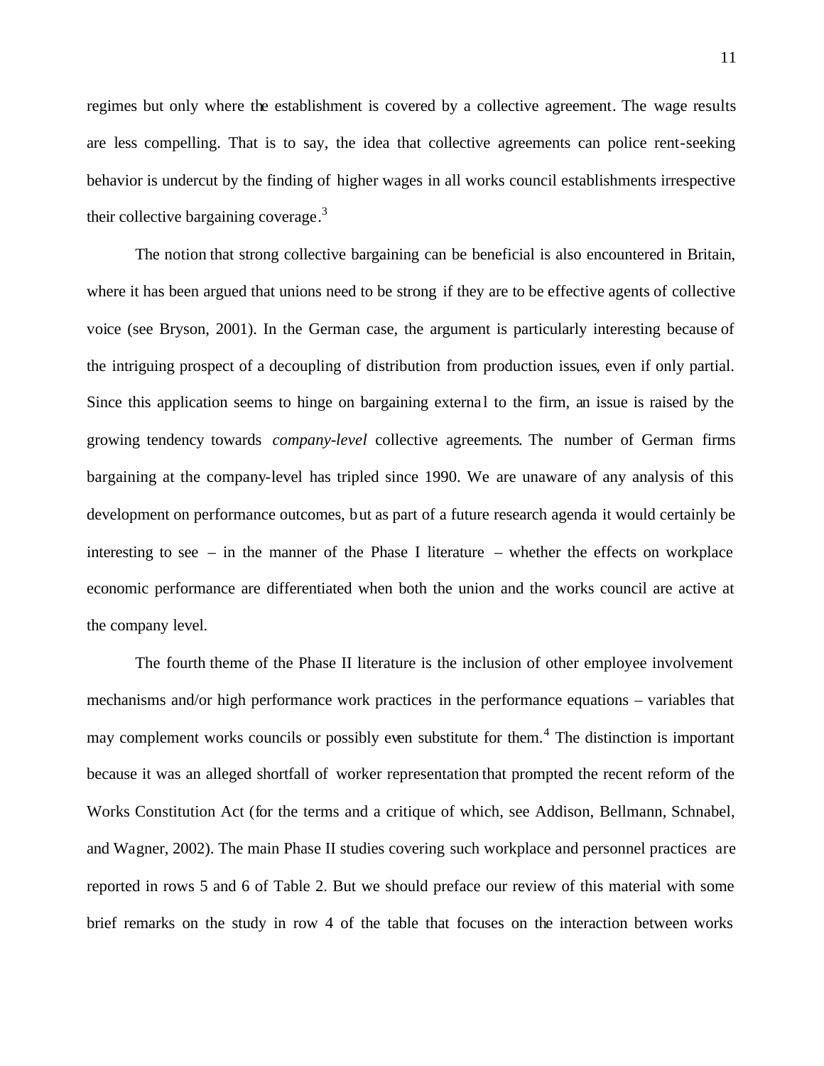regimes but only where the establishment is covered by a collective agreement. The wage results are less compelling. That is to say, the idea that collective agreements can police rent-seeking behavior is undercut by the finding of higher wages in all works council establishments irrespective their collective bargaining coverage.[3]

The notion that strong collective bargaining can be beneficial is also encountered in Britain, where it has been argued that unions need to be strong if they are to be effective agents of collective voice (see Bryson, 2001). In the German case, the argument is particularly interesting because of the intriguing prospect of a decoupling of distribution from production issues, even if only partial. Since this application seems to hinge on bargaining external to the firm, an issue is raised by the growing tendency towards *company-level* collective agreements. The number of German firms bargaining at the company-level has tripled since 1990. We are unaware of any analysis of this development on performance outcomes, but as part of a future research agenda it would certainly be interesting to see – in the manner of the Phase I literature – whether the effects on workplace economic performance are differentiated when both the union and the works council are active at the company level.

The fourth theme of the Phase II literature is the inclusion of other employee involvement mechanisms and/or high performance work practices in the performance equations – variables that may complement works councils or possibly even substitute for them.[4] The distinction is important because it was an alleged shortfall of worker representation that prompted the recent reform of the Works Constitution Act (for the terms and a critique of which, see Addison, Bellmann, Schnabel, and Wagner, 2002). The main Phase II studies covering such workplace and personnel practices are reported in rows 5 and 6 of Table 2. But we should preface our review of this material with some brief remarks on the study in row 4 of the table that focuses on the interaction between works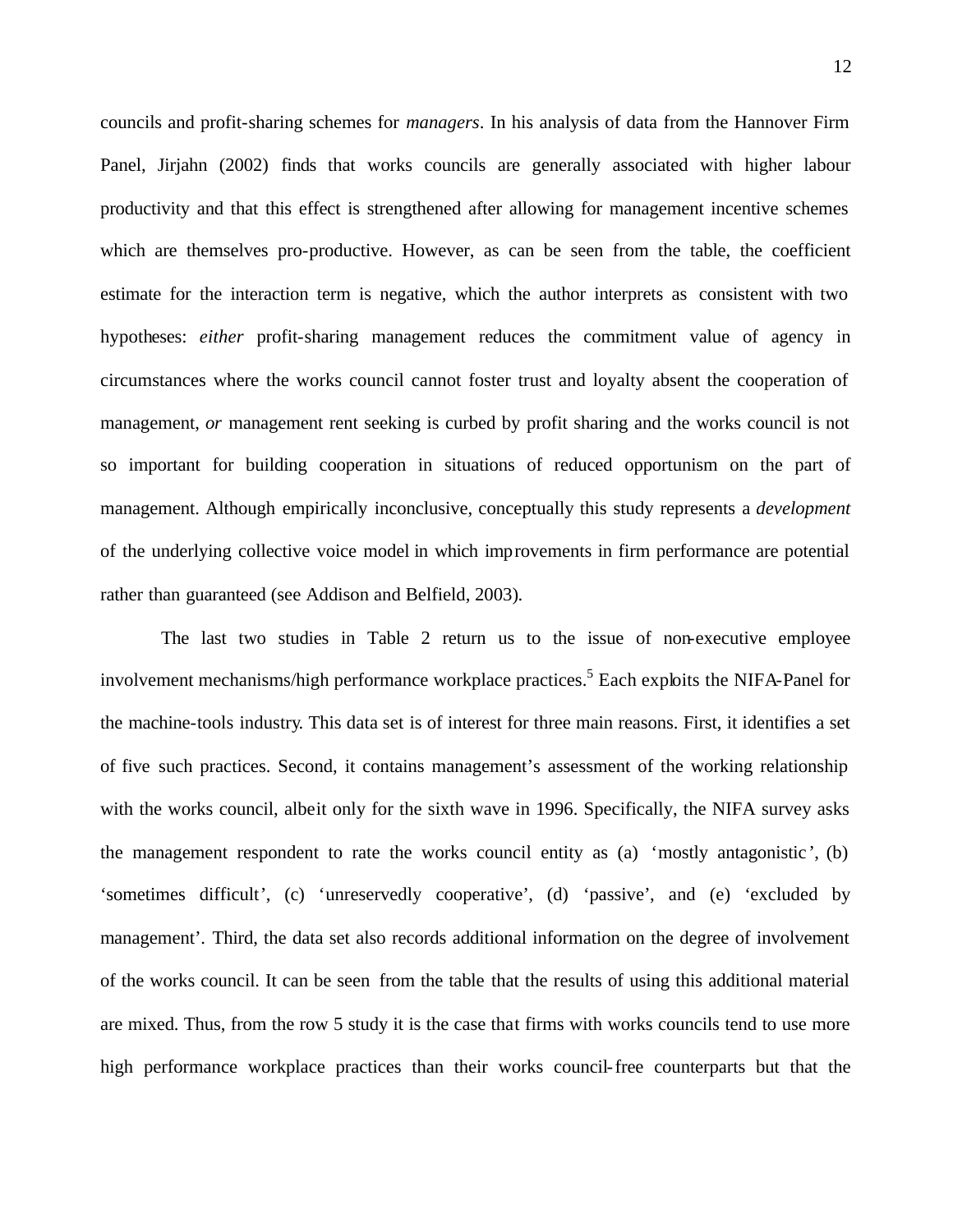councils and profit-sharing schemes for *managers*. In his analysis of data from the Hannover Firm Panel, Jirjahn (2002) finds that works councils are generally associated with higher labour productivity and that this effect is strengthened after allowing for management incentive schemes which are themselves pro-productive. However, as can be seen from the table, the coefficient estimate for the interaction term is negative, which the author interprets as consistent with two hypotheses: *either* profit-sharing management reduces the commitment value of agency in circumstances where the works council cannot foster trust and loyalty absent the cooperation of management, *or* management rent seeking is curbed by profit sharing and the works council is not so important for building cooperation in situations of reduced opportunism on the part of management. Although empirically inconclusive, conceptually this study represents a *development* of the underlying collective voice model in which improvements in firm performance are potential rather than guaranteed (see Addison and Belfield, 2003).

The last two studies in Table 2 return us to the issue of non-executive employee involvement mechanisms/high performance workplace practices.[5] Each exploits the NIFA-Panel for the machine-tools industry. This data set is of interest for three main reasons. First, it identifies a set of five such practices. Second, it contains management's assessment of the working relationship with the works council, albeit only for the sixth wave in 1996. Specifically, the NIFA survey asks the management respondent to rate the works council entity as (a) 'mostly antagonistic', (b) 'sometimes difficult', (c) 'unreservedly cooperative', (d) 'passive', and (e) 'excluded by management'. Third, the data set also records additional information on the degree of involvement of the works council. It can be seen from the table that the results of using this additional material are mixed. Thus, from the row 5 study it is the case that firms with works councils tend to use more high performance workplace practices than their works council-free counterparts but that the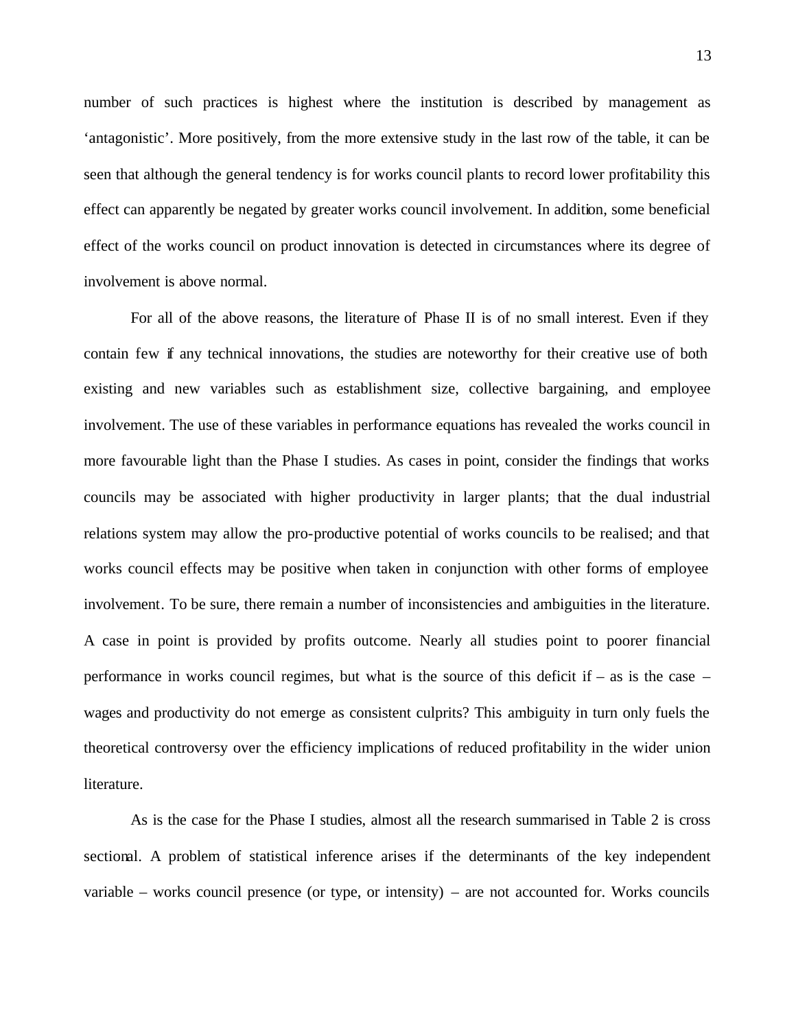number of such practices is highest where the institution is described by management as 'antagonistic'. More positively, from the more extensive study in the last row of the table, it can be seen that although the general tendency is for works council plants to record lower profitability this effect can apparently be negated by greater works council involvement. In addition, some beneficial effect of the works council on product innovation is detected in circumstances where its degree of involvement is above normal.

For all of the above reasons, the literature of Phase II is of no small interest. Even if they contain few if any technical innovations, the studies are noteworthy for their creative use of both existing and new variables such as establishment size, collective bargaining, and employee involvement. The use of these variables in performance equations has revealed the works council in more favourable light than the Phase I studies. As cases in point, consider the findings that works councils may be associated with higher productivity in larger plants; that the dual industrial relations system may allow the pro-productive potential of works councils to be realised; and that works council effects may be positive when taken in conjunction with other forms of employee involvement. To be sure, there remain a number of inconsistencies and ambiguities in the literature. A case in point is provided by profits outcome. Nearly all studies point to poorer financial performance in works council regimes, but what is the source of this deficit if – as is the case – wages and productivity do not emerge as consistent culprits? This ambiguity in turn only fuels the theoretical controversy over the efficiency implications of reduced profitability in the wider union literature.

As is the case for the Phase I studies, almost all the research summarised in Table 2 is cross sectional. A problem of statistical inference arises if the determinants of the key independent variable – works council presence (or type, or intensity) – are not accounted for. Works councils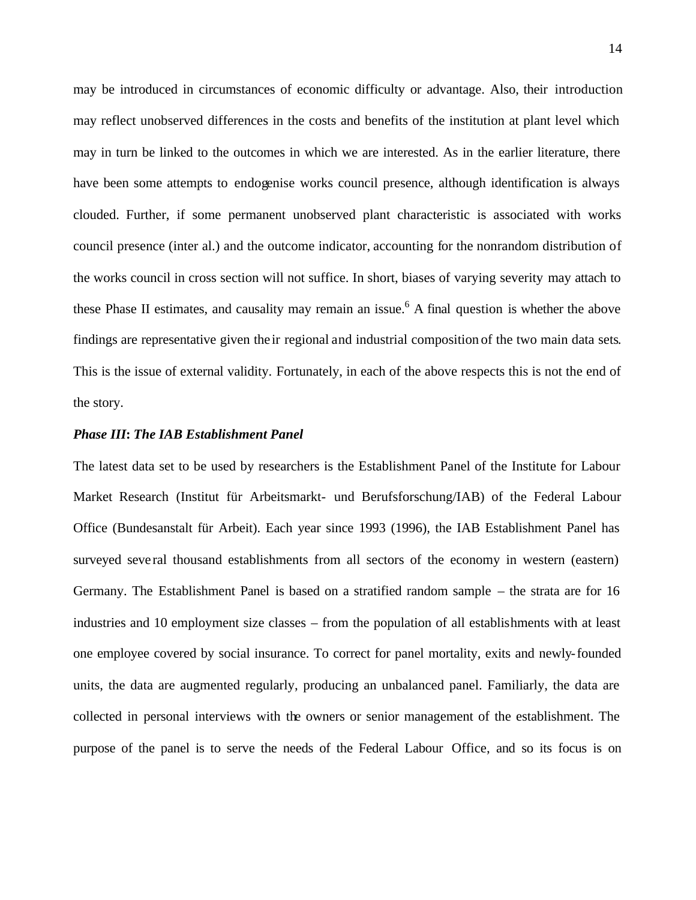may be introduced in circumstances of economic difficulty or advantage. Also, their introduction may reflect unobserved differences in the costs and benefits of the institution at plant level which may in turn be linked to the outcomes in which we are interested. As in the earlier literature, there have been some attempts to endogenise works council presence, although identification is always clouded. Further, if some permanent unobserved plant characteristic is associated with works council presence (inter al.) and the outcome indicator, accounting for the nonrandom distribution of the works council in cross section will not suffice. In short, biases of varying severity may attach to these Phase II estimates, and causality may remain an issue.[6] A final question is whether the above findings are representative given their regional and industrial composition of the two main data sets. This is the issue of external validity. Fortunately, in each of the above respects this is not the end of the story.

***Phase III*: *The IAB Establishment Panel***

The latest data set to be used by researchers is the Establishment Panel of the Institute for Labour Market Research (Institut für Arbeitsmarkt- und Berufsforschung/IAB) of the Federal Labour Office (Bundesanstalt für Arbeit). Each year since 1993 (1996), the IAB Establishment Panel has surveyed several thousand establishments from all sectors of the economy in western (eastern) Germany. The Establishment Panel is based on a stratified random sample – the strata are for 16 industries and 10 employment size classes – from the population of all establishments with at least one employee covered by social insurance. To correct for panel mortality, exits and newly-founded units, the data are augmented regularly, producing an unbalanced panel. Familiarly, the data are collected in personal interviews with the owners or senior management of the establishment. The purpose of the panel is to serve the needs of the Federal Labour Office, and so its focus is on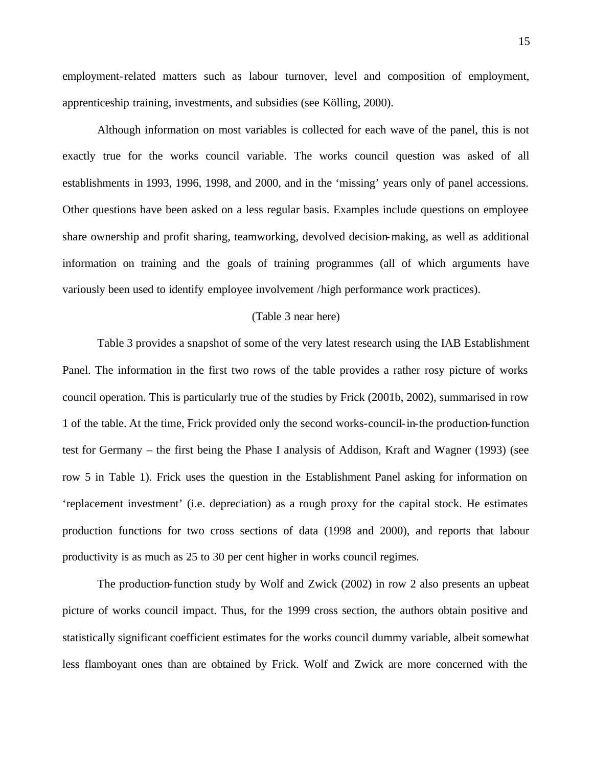employment-related matters such as labour turnover, level and composition of employment, apprenticeship training, investments, and subsidies (see Kölling, 2000).

Although information on most variables is collected for each wave of the panel, this is not exactly true for the works council variable. The works council question was asked of all establishments in 1993, 1996, 1998, and 2000, and in the 'missing' years only of panel accessions. Other questions have been asked on a less regular basis. Examples include questions on employee share ownership and profit sharing, teamworking, devolved decision-making, as well as additional information on training and the goals of training programmes (all of which arguments have variously been used to identify employee involvement /high performance work practices).

(Table 3 near here)

Table 3 provides a snapshot of some of the very latest research using the IAB Establishment Panel. The information in the first two rows of the table provides a rather rosy picture of works council operation. This is particularly true of the studies by Frick (2001b, 2002), summarised in row 1 of the table. At the time, Frick provided only the second works-council-in-the production-function test for Germany – the first being the Phase I analysis of Addison, Kraft and Wagner (1993) (see row 5 in Table 1). Frick uses the question in the Establishment Panel asking for information on 'replacement investment' (i.e. depreciation) as a rough proxy for the capital stock. He estimates production functions for two cross sections of data (1998 and 2000), and reports that labour productivity is as much as 25 to 30 per cent higher in works council regimes.

The production-function study by Wolf and Zwick (2002) in row 2 also presents an upbeat picture of works council impact. Thus, for the 1999 cross section, the authors obtain positive and statistically significant coefficient estimates for the works council dummy variable, albeit somewhat less flamboyant ones than are obtained by Frick. Wolf and Zwick are more concerned with the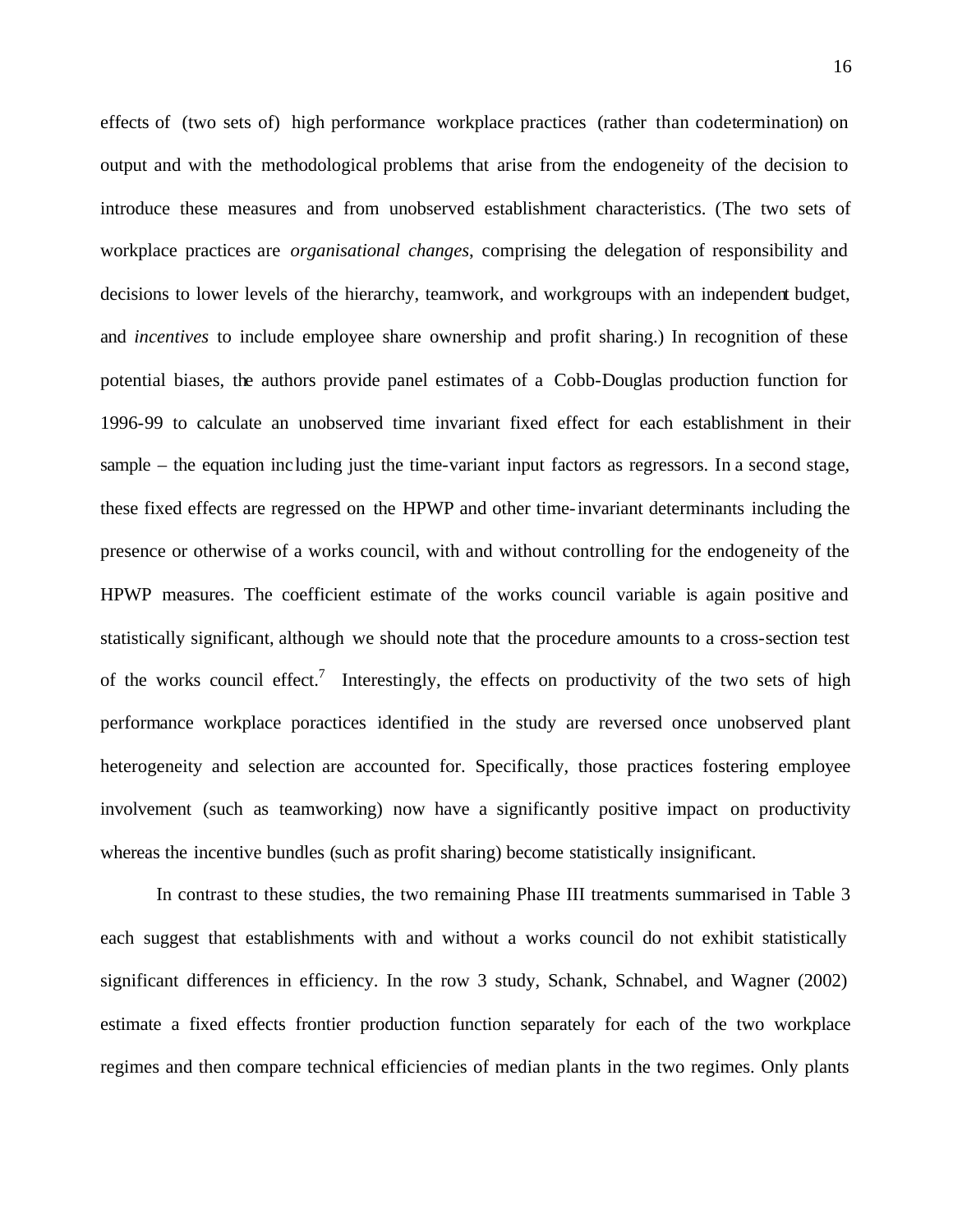effects of (two sets of) high performance workplace practices (rather than codetermination) on output and with the methodological problems that arise from the endogeneity of the decision to introduce these measures and from unobserved establishment characteristics. (The two sets of workplace practices are *organisational changes*, comprising the delegation of responsibility and decisions to lower levels of the hierarchy, teamwork, and workgroups with an independent budget, and *incentives* to include employee share ownership and profit sharing.) In recognition of these potential biases, the authors provide panel estimates of a Cobb-Douglas production function for 1996-99 to calculate an unobserved time invariant fixed effect for each establishment in their sample – the equation including just the time-variant input factors as regressors. In a second stage, these fixed effects are regressed on the HPWP and other time-invariant determinants including the presence or otherwise of a works council, with and without controlling for the endogeneity of the HPWP measures. The coefficient estimate of the works council variable is again positive and statistically significant, although we should note that the procedure amounts to a cross-section test of the works council effect.[7] Interestingly, the effects on productivity of the two sets of high performance workplace poractices identified in the study are reversed once unobserved plant heterogeneity and selection are accounted for. Specifically, those practices fostering employee involvement (such as teamworking) now have a significantly positive impact on productivity whereas the incentive bundles (such as profit sharing) become statistically insignificant.

In contrast to these studies, the two remaining Phase III treatments summarised in Table 3 each suggest that establishments with and without a works council do not exhibit statistically significant differences in efficiency. In the row 3 study, Schank, Schnabel, and Wagner (2002) estimate a fixed effects frontier production function separately for each of the two workplace regimes and then compare technical efficiencies of median plants in the two regimes. Only plants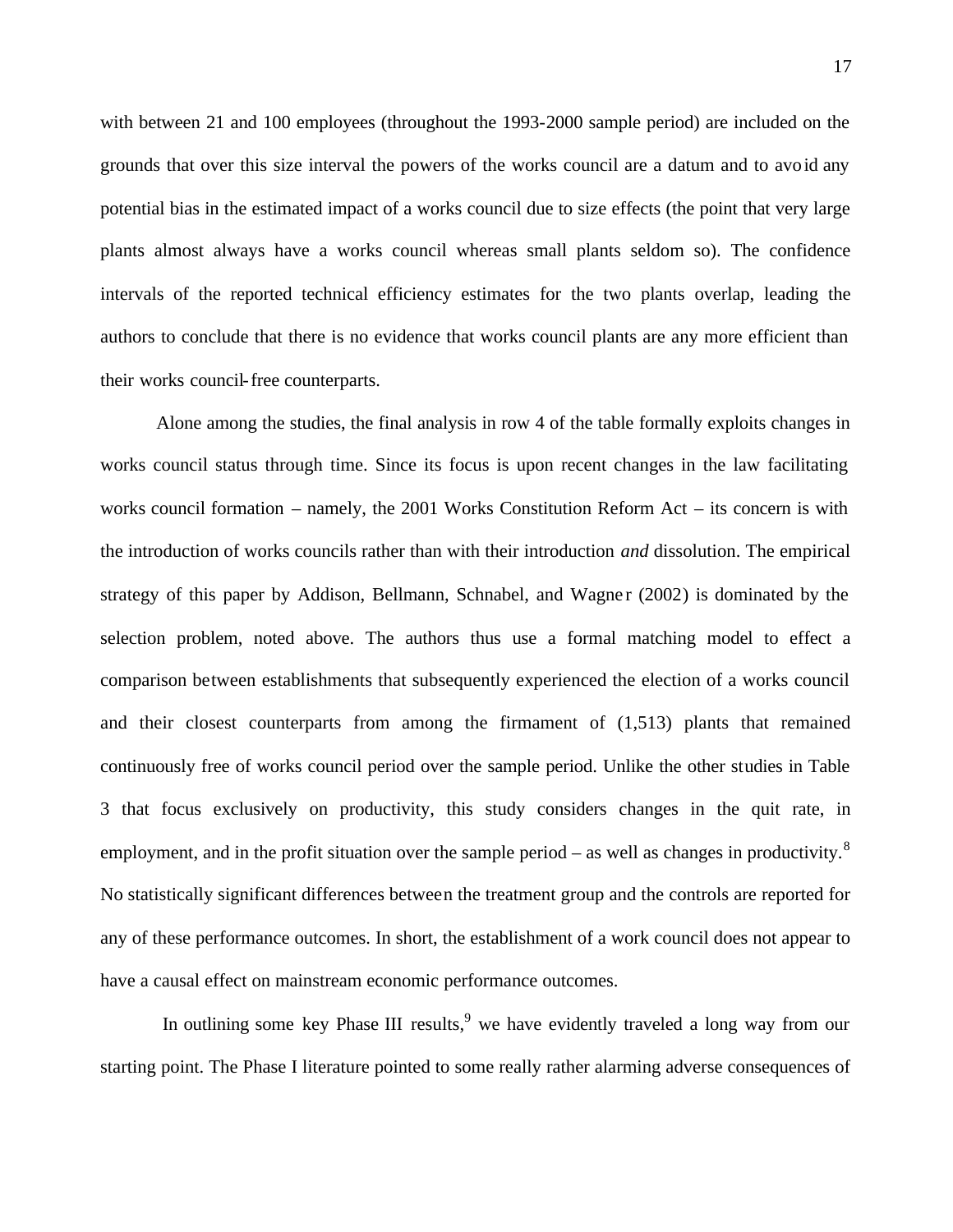with between 21 and 100 employees (throughout the 1993-2000 sample period) are included on the grounds that over this size interval the powers of the works council are a datum and to avoid any potential bias in the estimated impact of a works council due to size effects (the point that very large plants almost always have a works council whereas small plants seldom so). The confidence intervals of the reported technical efficiency estimates for the two plants overlap, leading the authors to conclude that there is no evidence that works council plants are any more efficient than their works council-free counterparts.

Alone among the studies, the final analysis in row 4 of the table formally exploits changes in works council status through time. Since its focus is upon recent changes in the law facilitating works council formation – namely, the 2001 Works Constitution Reform Act – its concern is with the introduction of works councils rather than with their introduction *and* dissolution. The empirical strategy of this paper by Addison, Bellmann, Schnabel, and Wagner (2002) is dominated by the selection problem, noted above. The authors thus use a formal matching model to effect a comparison between establishments that subsequently experienced the election of a works council and their closest counterparts from among the firmament of (1,513) plants that remained continuously free of works council period over the sample period. Unlike the other studies in Table 3 that focus exclusively on productivity, this study considers changes in the quit rate, in employment, and in the profit situation over the sample period – as well as changes in productivity.[8] No statistically significant differences between the treatment group and the controls are reported for any of these performance outcomes. In short, the establishment of a work council does not appear to have a causal effect on mainstream economic performance outcomes.

In outlining some key Phase III results,[9] we have evidently traveled a long way from our starting point. The Phase I literature pointed to some really rather alarming adverse consequences of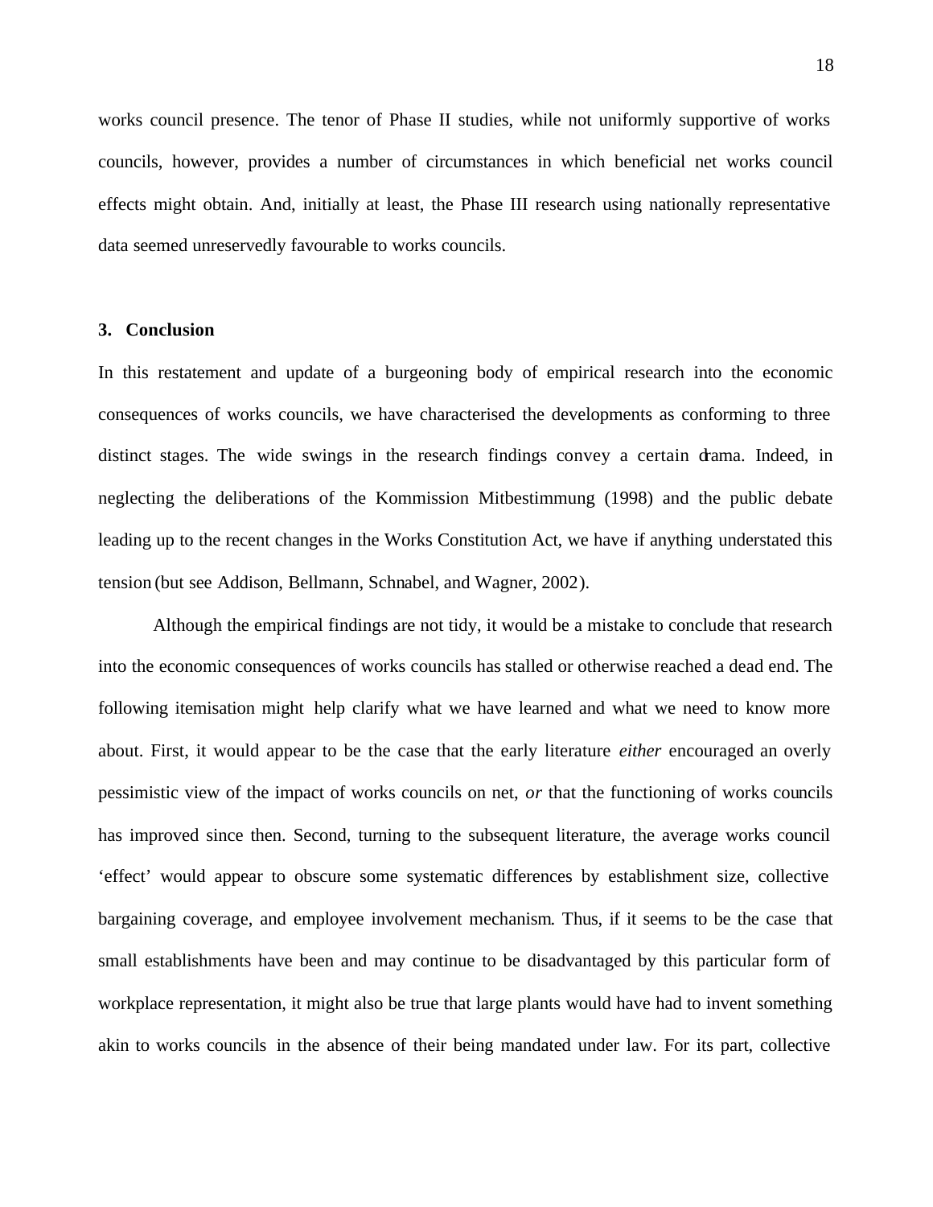works council presence. The tenor of Phase II studies, while not uniformly supportive of works councils, however, provides a number of circumstances in which beneficial net works council effects might obtain. And, initially at least, the Phase III research using nationally representative data seemed unreservedly favourable to works councils.

## 3. Conclusion

In this restatement and update of a burgeoning body of empirical research into the economic consequences of works councils, we have characterised the developments as conforming to three distinct stages. The wide swings in the research findings convey a certain drama. Indeed, in neglecting the deliberations of the Kommission Mitbestimmung (1998) and the public debate leading up to the recent changes in the Works Constitution Act, we have if anything understated this tension (but see Addison, Bellmann, Schnabel, and Wagner, 2002).

Although the empirical findings are not tidy, it would be a mistake to conclude that research into the economic consequences of works councils has stalled or otherwise reached a dead end. The following itemisation might help clarify what we have learned and what we need to know more about. First, it would appear to be the case that the early literature *either* encouraged an overly pessimistic view of the impact of works councils on net, *or* that the functioning of works councils has improved since then. Second, turning to the subsequent literature, the average works council 'effect' would appear to obscure some systematic differences by establishment size, collective bargaining coverage, and employee involvement mechanism. Thus, if it seems to be the case that small establishments have been and may continue to be disadvantaged by this particular form of workplace representation, it might also be true that large plants would have had to invent something akin to works councils in the absence of their being mandated under law. For its part, collective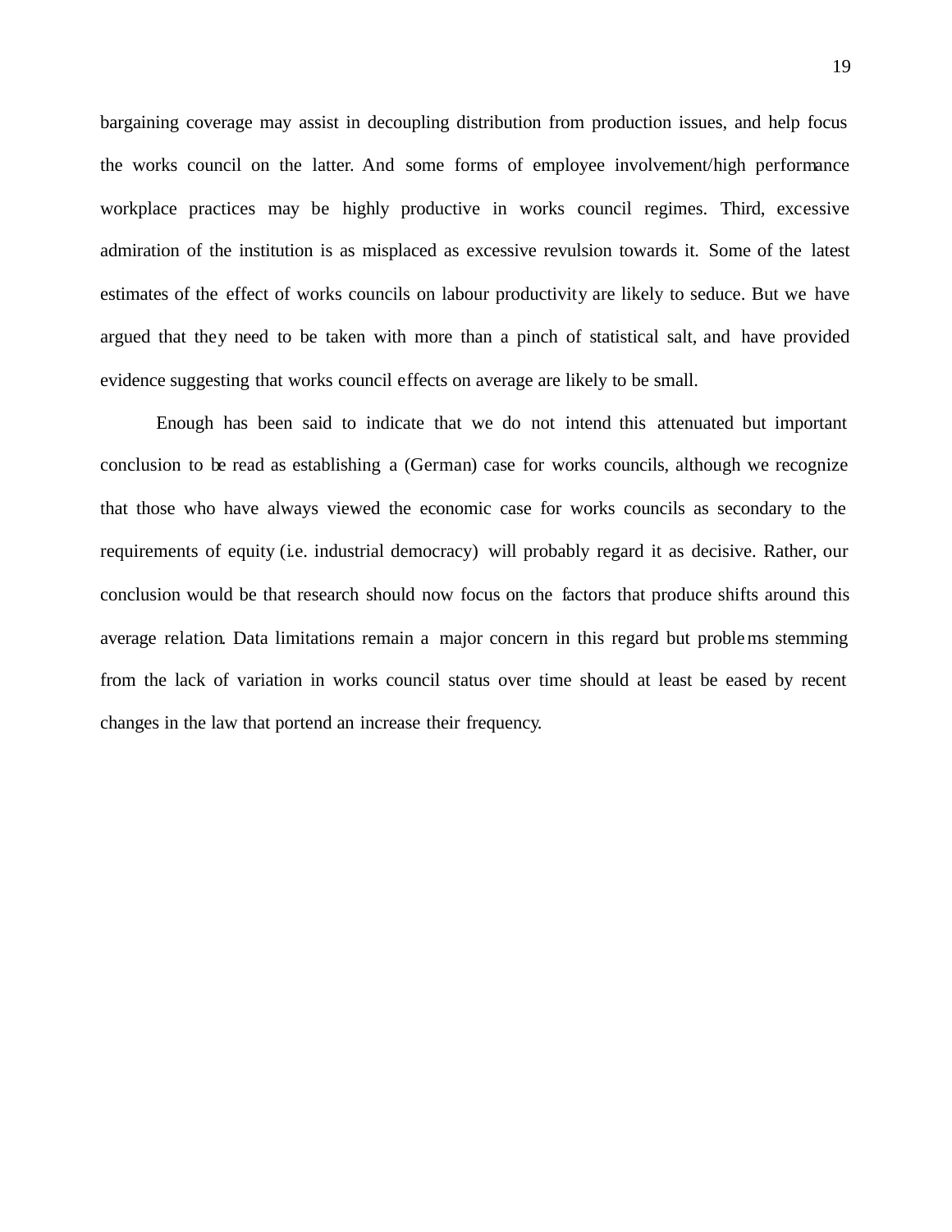bargaining coverage may assist in decoupling distribution from production issues, and help focus the works council on the latter. And some forms of employee involvement/high performance workplace practices may be highly productive in works council regimes. Third, excessive admiration of the institution is as misplaced as excessive revulsion towards it. Some of the latest estimates of the effect of works councils on labour productivity are likely to seduce. But we have argued that they need to be taken with more than a pinch of statistical salt, and have provided evidence suggesting that works council effects on average are likely to be small.

Enough has been said to indicate that we do not intend this attenuated but important conclusion to be read as establishing a (German) case for works councils, although we recognize that those who have always viewed the economic case for works councils as secondary to the requirements of equity (i.e. industrial democracy) will probably regard it as decisive. Rather, our conclusion would be that research should now focus on the factors that produce shifts around this average relation. Data limitations remain a major concern in this regard but problems stemming from the lack of variation in works council status over time should at least be eased by recent changes in the law that portend an increase their frequency.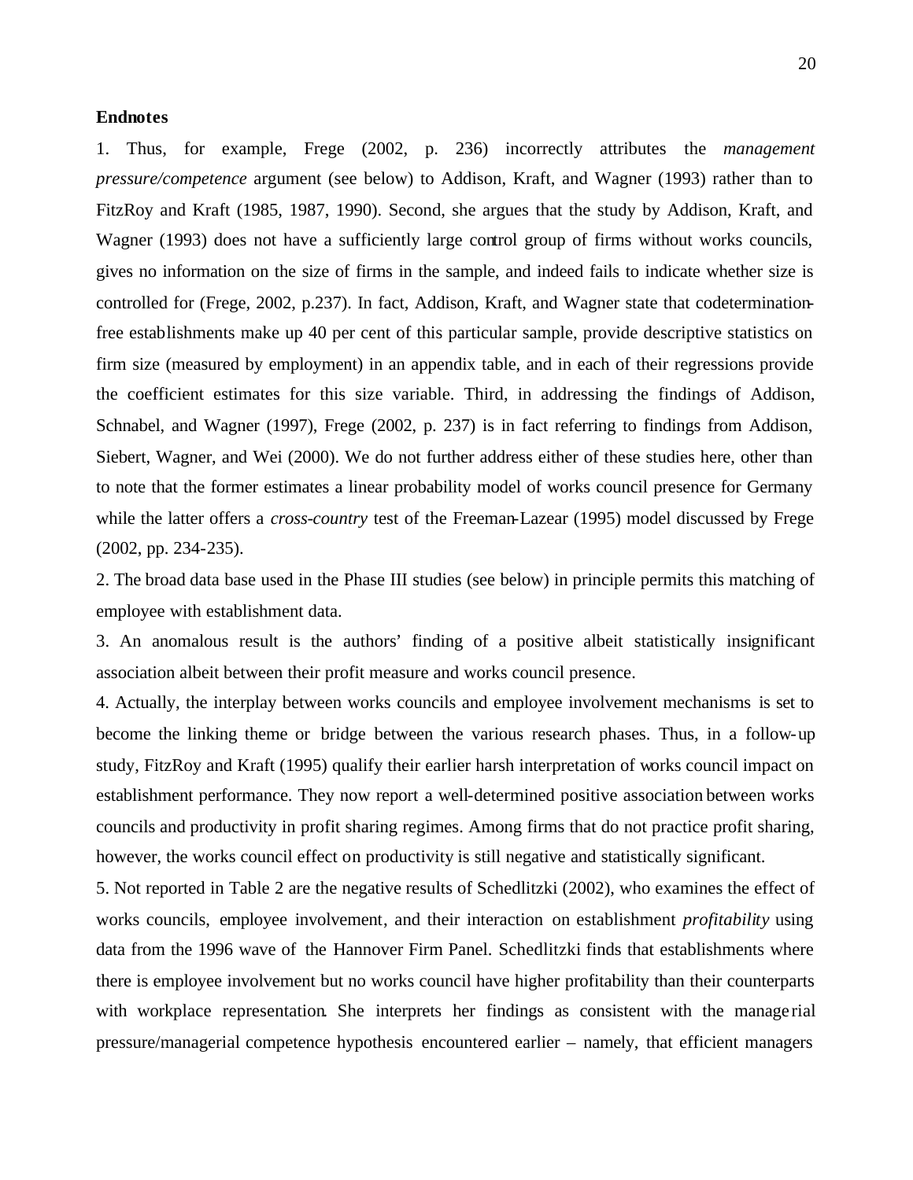**Endnotes**

1. Thus, for example, Frege (2002, p. 236) incorrectly attributes the *management pressure/competence* argument (see below) to Addison, Kraft, and Wagner (1993) rather than to FitzRoy and Kraft (1985, 1987, 1990). Second, she argues that the study by Addison, Kraft, and Wagner (1993) does not have a sufficiently large control group of firms without works councils, gives no information on the size of firms in the sample, and indeed fails to indicate whether size is controlled for (Frege, 2002, p.237). In fact, Addison, Kraft, and Wagner state that codetermination-free establishments make up 40 per cent of this particular sample, provide descriptive statistics on firm size (measured by employment) in an appendix table, and in each of their regressions provide the coefficient estimates for this size variable. Third, in addressing the findings of Addison, Schnabel, and Wagner (1997), Frege (2002, p. 237) is in fact referring to findings from Addison, Siebert, Wagner, and Wei (2000). We do not further address either of these studies here, other than to note that the former estimates a linear probability model of works council presence for Germany while the latter offers a *cross-country* test of the Freeman-Lazear (1995) model discussed by Frege (2002, pp. 234-235).

2. The broad data base used in the Phase III studies (see below) in principle permits this matching of employee with establishment data.

3. An anomalous result is the authors' finding of a positive albeit statistically insignificant association albeit between their profit measure and works council presence.

4. Actually, the interplay between works councils and employee involvement mechanisms is set to become the linking theme or bridge between the various research phases. Thus, in a follow-up study, FitzRoy and Kraft (1995) qualify their earlier harsh interpretation of works council impact on establishment performance. They now report a well-determined positive association between works councils and productivity in profit sharing regimes. Among firms that do not practice profit sharing, however, the works council effect on productivity is still negative and statistically significant.

5. Not reported in Table 2 are the negative results of Schedlitzki (2002), who examines the effect of works councils, employee involvement, and their interaction on establishment *profitability* using data from the 1996 wave of the Hannover Firm Panel. Schedlitzki finds that establishments where there is employee involvement but no works council have higher profitability than their counterparts with workplace representation. She interprets her findings as consistent with the managerial pressure/managerial competence hypothesis encountered earlier – namely, that efficient managers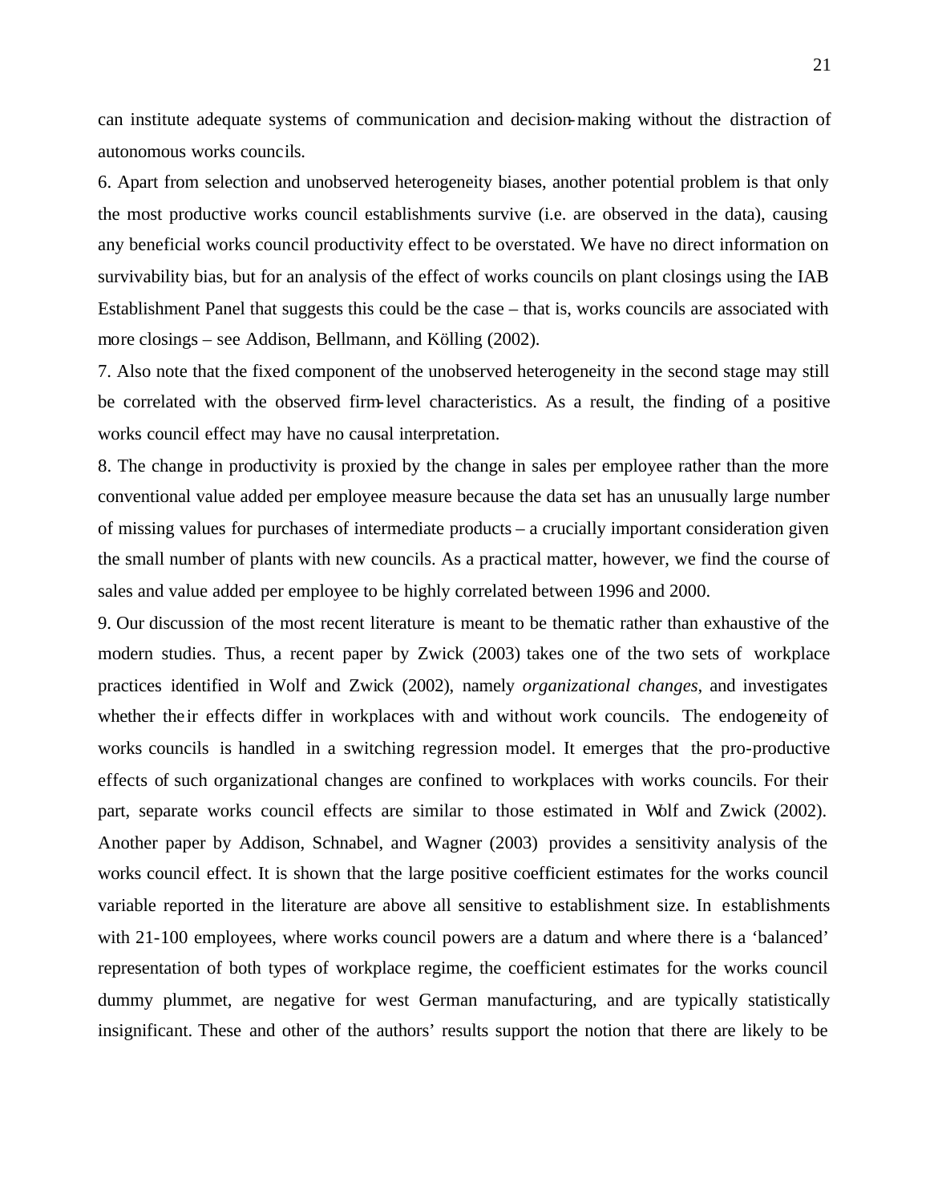can institute adequate systems of communication and decision-making without the distraction of autonomous works councils.

6. Apart from selection and unobserved heterogeneity biases, another potential problem is that only the most productive works council establishments survive (i.e. are observed in the data), causing any beneficial works council productivity effect to be overstated. We have no direct information on survivability bias, but for an analysis of the effect of works councils on plant closings using the IAB Establishment Panel that suggests this could be the case – that is, works councils are associated with more closings – see Addison, Bellmann, and Kölling (2002).

7. Also note that the fixed component of the unobserved heterogeneity in the second stage may still be correlated with the observed firm-level characteristics. As a result, the finding of a positive works council effect may have no causal interpretation.

8. The change in productivity is proxied by the change in sales per employee rather than the more conventional value added per employee measure because the data set has an unusually large number of missing values for purchases of intermediate products – a crucially important consideration given the small number of plants with new councils. As a practical matter, however, we find the course of sales and value added per employee to be highly correlated between 1996 and 2000.

9. Our discussion of the most recent literature is meant to be thematic rather than exhaustive of the modern studies. Thus, a recent paper by Zwick (2003) takes one of the two sets of workplace practices identified in Wolf and Zwick (2002), namely *organizational changes*, and investigates whether their effects differ in workplaces with and without work councils. The endogeneity of works councils is handled in a switching regression model. It emerges that the pro-productive effects of such organizational changes are confined to workplaces with works councils. For their part, separate works council effects are similar to those estimated in Wolf and Zwick (2002). Another paper by Addison, Schnabel, and Wagner (2003) provides a sensitivity analysis of the works council effect. It is shown that the large positive coefficient estimates for the works council variable reported in the literature are above all sensitive to establishment size. In establishments with 21-100 employees, where works council powers are a datum and where there is a 'balanced' representation of both types of workplace regime, the coefficient estimates for the works council dummy plummet, are negative for west German manufacturing, and are typically statistically insignificant. These and other of the authors' results support the notion that there are likely to be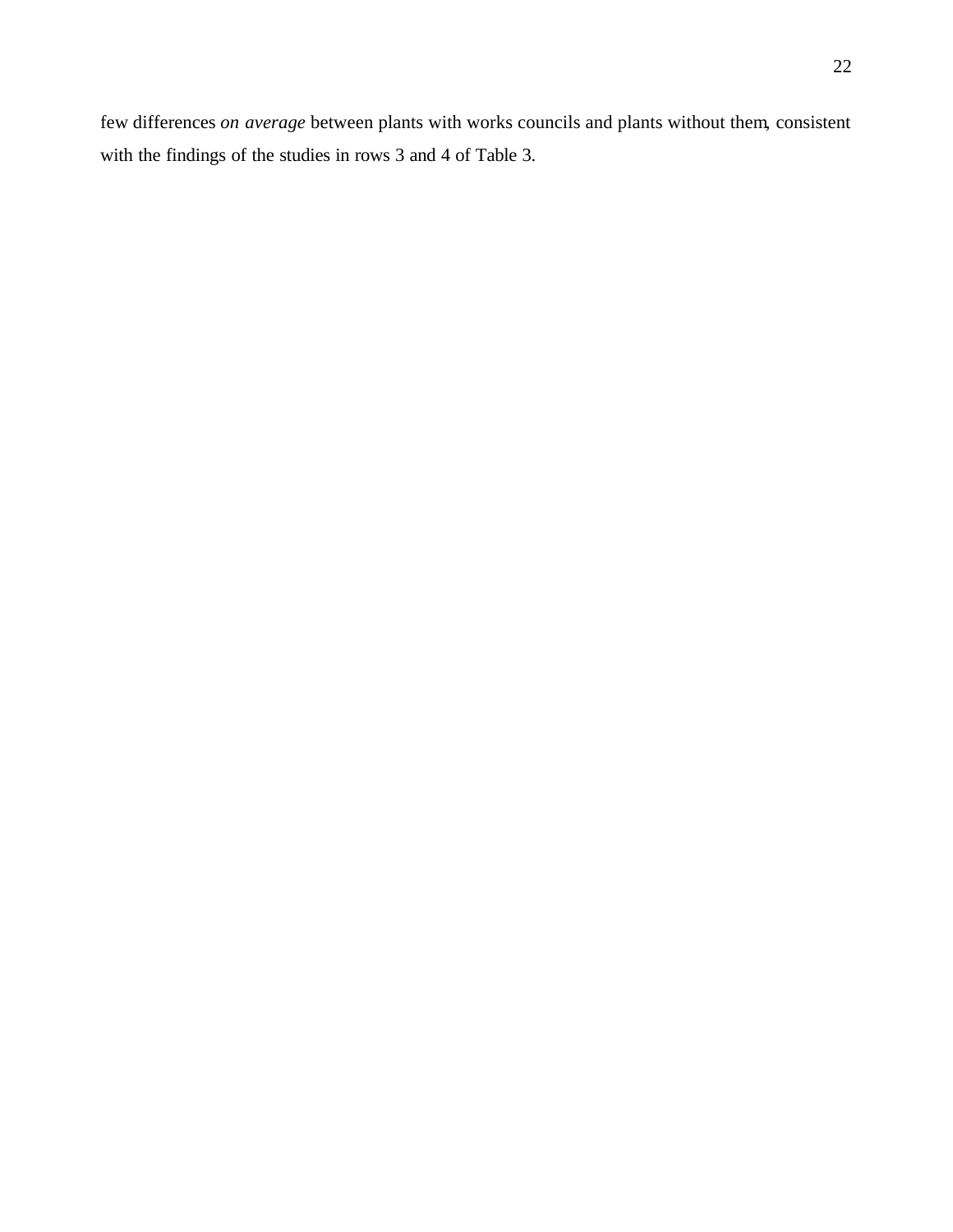few differences *on average* between plants with works councils and plants without them, consistent with the findings of the studies in rows 3 and 4 of Table 3.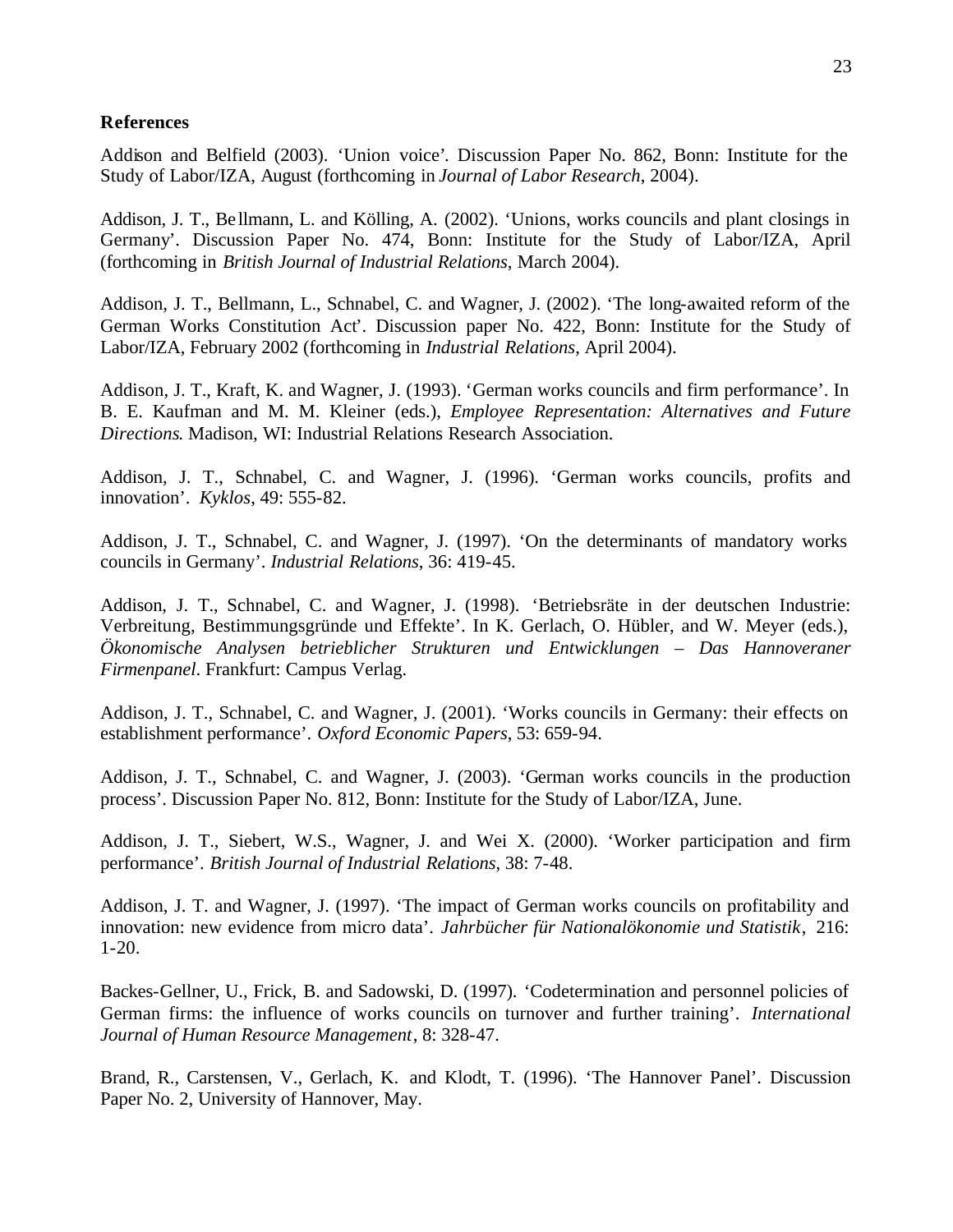**References**

Addison and Belfield (2003). 'Union voice'. Discussion Paper No. 862, Bonn: Institute for the Study of Labor/IZA, August (forthcoming in *Journal of Labor Research*, 2004).

Addison, J. T., Bellmann, L. and Kölling, A. (2002). 'Unions, works councils and plant closings in Germany'. Discussion Paper No. 474, Bonn: Institute for the Study of Labor/IZA, April (forthcoming in *British Journal of Industrial Relations*, March 2004).

Addison, J. T., Bellmann, L., Schnabel, C. and Wagner, J. (2002). 'The long-awaited reform of the German Works Constitution Act'. Discussion paper No. 422, Bonn: Institute for the Study of Labor/IZA, February 2002 (forthcoming in *Industrial Relations*, April 2004).

Addison, J. T., Kraft, K. and Wagner, J. (1993). 'German works councils and firm performance'. In B. E. Kaufman and M. M. Kleiner (eds.), *Employee Representation: Alternatives and Future Directions*. Madison, WI: Industrial Relations Research Association.

Addison, J. T., Schnabel, C. and Wagner, J. (1996). 'German works councils, profits and innovation'. *Kyklos*, 49: 555-82.

Addison, J. T., Schnabel, C. and Wagner, J. (1997). 'On the determinants of mandatory works councils in Germany'. *Industrial Relations*, 36: 419-45.

Addison, J. T., Schnabel, C. and Wagner, J. (1998). 'Betriebsräte in der deutschen Industrie: Verbreitung, Bestimmungsgründe und Effekte'. In K. Gerlach, O. Hübler, and W. Meyer (eds.), *Ökonomische Analysen betrieblicher Strukturen und Entwicklungen – Das Hannoveraner Firmenpanel*. Frankfurt: Campus Verlag.

Addison, J. T., Schnabel, C. and Wagner, J. (2001). 'Works councils in Germany: their effects on establishment performance'. *Oxford Economic Papers*, 53: 659-94.

Addison, J. T., Schnabel, C. and Wagner, J. (2003). 'German works councils in the production process'. Discussion Paper No. 812, Bonn: Institute for the Study of Labor/IZA, June.

Addison, J. T., Siebert, W.S., Wagner, J. and Wei X. (2000). 'Worker participation and firm performance'. *British Journal of Industrial Relations*, 38: 7-48.

Addison, J. T. and Wagner, J. (1997). 'The impact of German works councils on profitability and innovation: new evidence from micro data'. *Jahrbücher für Nationalökonomie und Statistik*, 216: 1-20.

Backes-Gellner, U., Frick, B. and Sadowski, D. (1997). 'Codetermination and personnel policies of German firms: the influence of works councils on turnover and further training'. *International Journal of Human Resource Management*, 8: 328-47.

Brand, R., Carstensen, V., Gerlach, K. and Klodt, T. (1996). 'The Hannover Panel'. Discussion Paper No. 2, University of Hannover, May.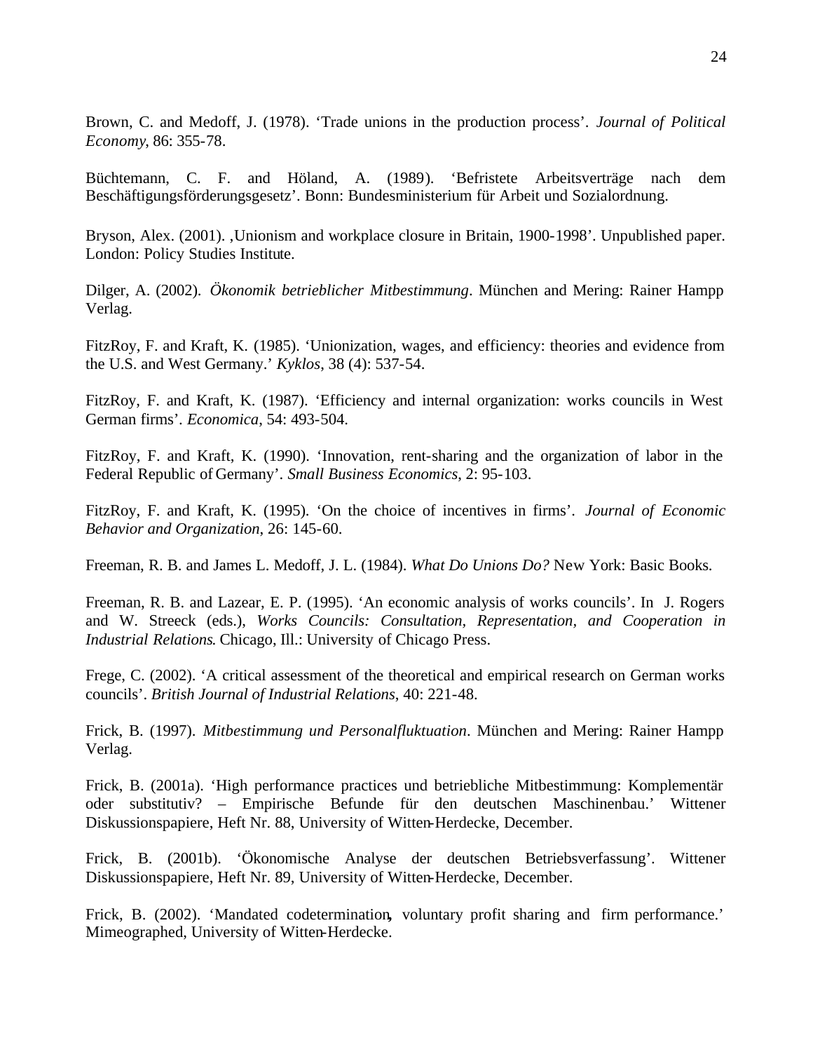Brown, C. and Medoff, J. (1978). 'Trade unions in the production process'. *Journal of Political Economy*, 86: 355-78.

Büchtemann, C. F. and Höland, A. (1989). 'Befristete Arbeitsverträge nach dem Beschäftigungsförderungsgesetz'. Bonn: Bundesministerium für Arbeit und Sozialordnung.

Bryson, Alex. (2001). ‚Unionism and workplace closure in Britain, 1900-1998'. Unpublished paper. London: Policy Studies Institute.

Dilger, A. (2002). *Ökonomik betrieblicher Mitbestimmung*. München and Mering: Rainer Hampp Verlag.

FitzRoy, F. and Kraft, K. (1985). 'Unionization, wages, and efficiency: theories and evidence from the U.S. and West Germany.' *Kyklos*, 38 (4): 537-54.

FitzRoy, F. and Kraft, K. (1987). 'Efficiency and internal organization: works councils in West German firms'. *Economica*, 54: 493-504.

FitzRoy, F. and Kraft, K. (1990). 'Innovation, rent-sharing and the organization of labor in the Federal Republic of Germany'. *Small Business Economics*, 2: 95-103.

FitzRoy, F. and Kraft, K. (1995). 'On the choice of incentives in firms'. *Journal of Economic Behavior and Organization*, 26: 145-60.

Freeman, R. B. and James L. Medoff, J. L. (1984). *What Do Unions Do?* New York: Basic Books.

Freeman, R. B. and Lazear, E. P. (1995). 'An economic analysis of works councils'. In J. Rogers and W. Streeck (eds.), *Works Councils: Consultation, Representation, and Cooperation in Industrial Relations*. Chicago, Ill.: University of Chicago Press.

Frege, C. (2002). 'A critical assessment of the theoretical and empirical research on German works councils'. *British Journal of Industrial Relations*, 40: 221-48.

Frick, B. (1997). *Mitbestimmung und Personalfluktuation*. München and Mering: Rainer Hampp Verlag.

Frick, B. (2001a). 'High performance practices und betriebliche Mitbestimmung: Komplementär oder substitutiv? – Empirische Befunde für den deutschen Maschinenbau.' Wittener Diskussionspapiere, Heft Nr. 88, University of Witten-Herdecke, December.

Frick, B. (2001b). 'Ökonomische Analyse der deutschen Betriebsverfassung'. Wittener Diskussionspapiere, Heft Nr. 89, University of Witten-Herdecke, December.

Frick, B. (2002). 'Mandated codetermination, voluntary profit sharing and firm performance.' Mimeographed, University of Witten-Herdecke.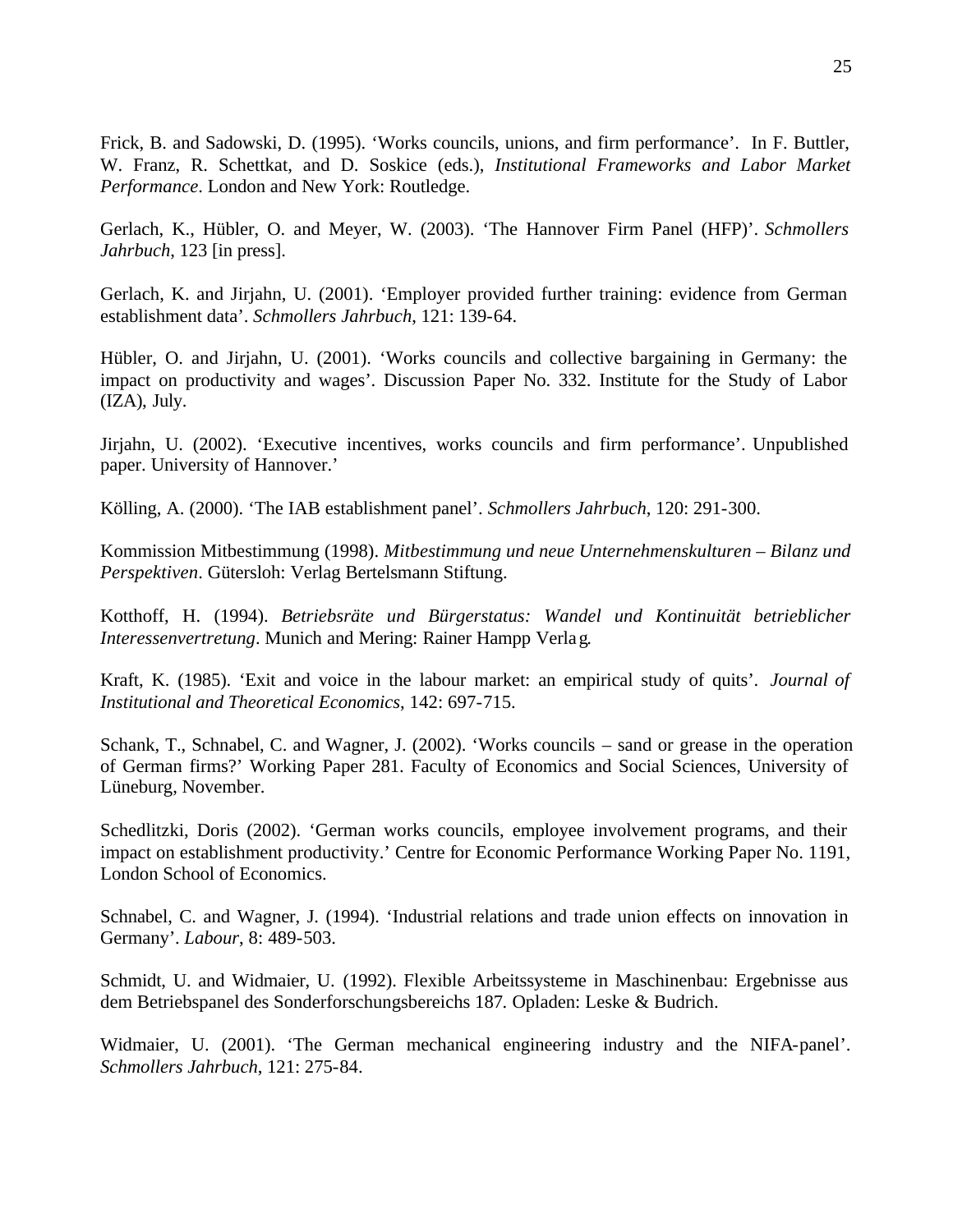Frick, B. and Sadowski, D. (1995). 'Works councils, unions, and firm performance'. In F. Buttler, W. Franz, R. Schettkat, and D. Soskice (eds.), *Institutional Frameworks and Labor Market Performance*. London and New York: Routledge.

Gerlach, K., Hübler, O. and Meyer, W. (2003). 'The Hannover Firm Panel (HFP)'. *Schmollers Jahrbuch*, 123 [in press].

Gerlach, K. and Jirjahn, U. (2001). 'Employer provided further training: evidence from German establishment data'. *Schmollers Jahrbuch*, 121: 139-64.

Hübler, O. and Jirjahn, U. (2001). 'Works councils and collective bargaining in Germany: the impact on productivity and wages'. Discussion Paper No. 332. Institute for the Study of Labor (IZA), July.

Jirjahn, U. (2002). 'Executive incentives, works councils and firm performance'. Unpublished paper. University of Hannover.'

Kölling, A. (2000). 'The IAB establishment panel'. *Schmollers Jahrbuch*, 120: 291-300.

Kommission Mitbestimmung (1998). *Mitbestimmung und neue Unternehmenskulturen – Bilanz und Perspektiven*. Gütersloh: Verlag Bertelsmann Stiftung.

Kotthoff, H. (1994). *Betriebsräte und Bürgerstatus: Wandel und Kontinuität betrieblicher Interessenvertretung*. Munich and Mering: Rainer Hampp Verlag.

Kraft, K. (1985). 'Exit and voice in the labour market: an empirical study of quits'. *Journal of Institutional and Theoretical Economics*, 142: 697-715.

Schank, T., Schnabel, C. and Wagner, J. (2002). 'Works councils – sand or grease in the operation of German firms?' Working Paper 281. Faculty of Economics and Social Sciences, University of Lüneburg, November.

Schedlitzki, Doris (2002). 'German works councils, employee involvement programs, and their impact on establishment productivity.' Centre for Economic Performance Working Paper No. 1191, London School of Economics.

Schnabel, C. and Wagner, J. (1994). 'Industrial relations and trade union effects on innovation in Germany'. *Labour*, 8: 489-503.

Schmidt, U. and Widmaier, U. (1992). Flexible Arbeitssysteme in Maschinenbau: Ergebnisse aus dem Betriebspanel des Sonderforschungsbereichs 187. Opladen: Leske & Budrich.

Widmaier, U. (2001). 'The German mechanical engineering industry and the NIFA-panel'. *Schmollers Jahrbuch*, 121: 275-84.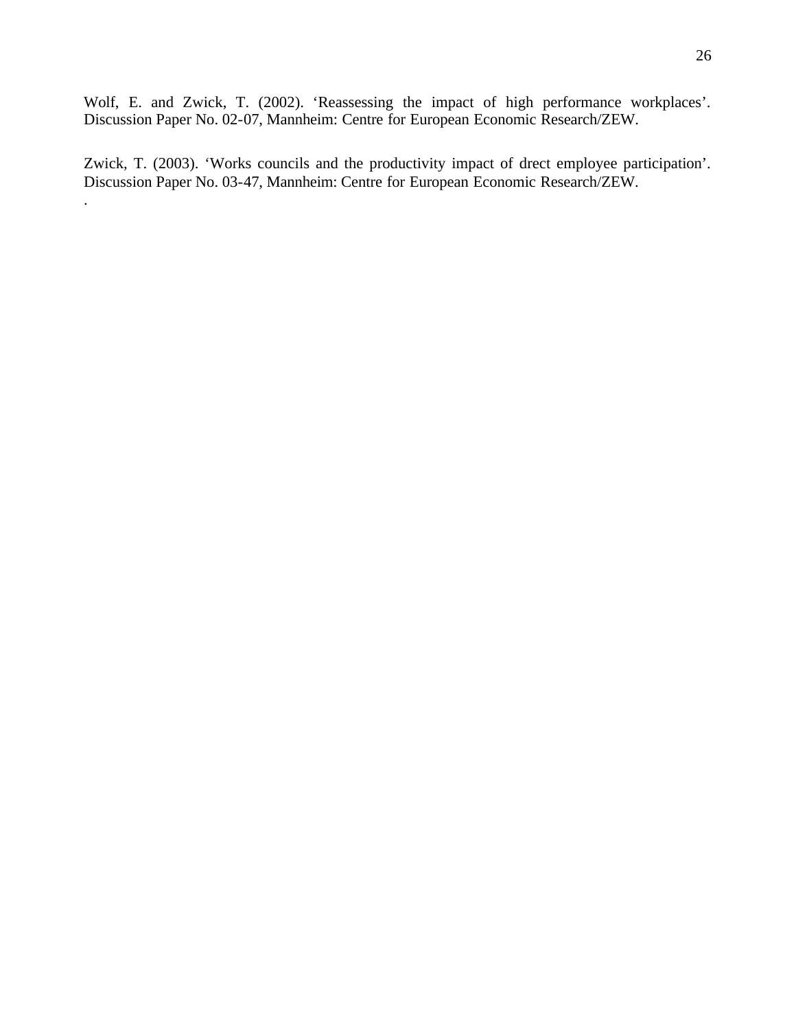Wolf, E. and Zwick, T. (2002). ‘Reassessing the impact of high performance workplaces’. Discussion Paper No. 02-07, Mannheim: Centre for European Economic Research/ZEW.

Zwick, T. (2003). ‘Works councils and the productivity impact of drect employee participation’. Discussion Paper No. 03-47, Mannheim: Centre for European Economic Research/ZEW.
.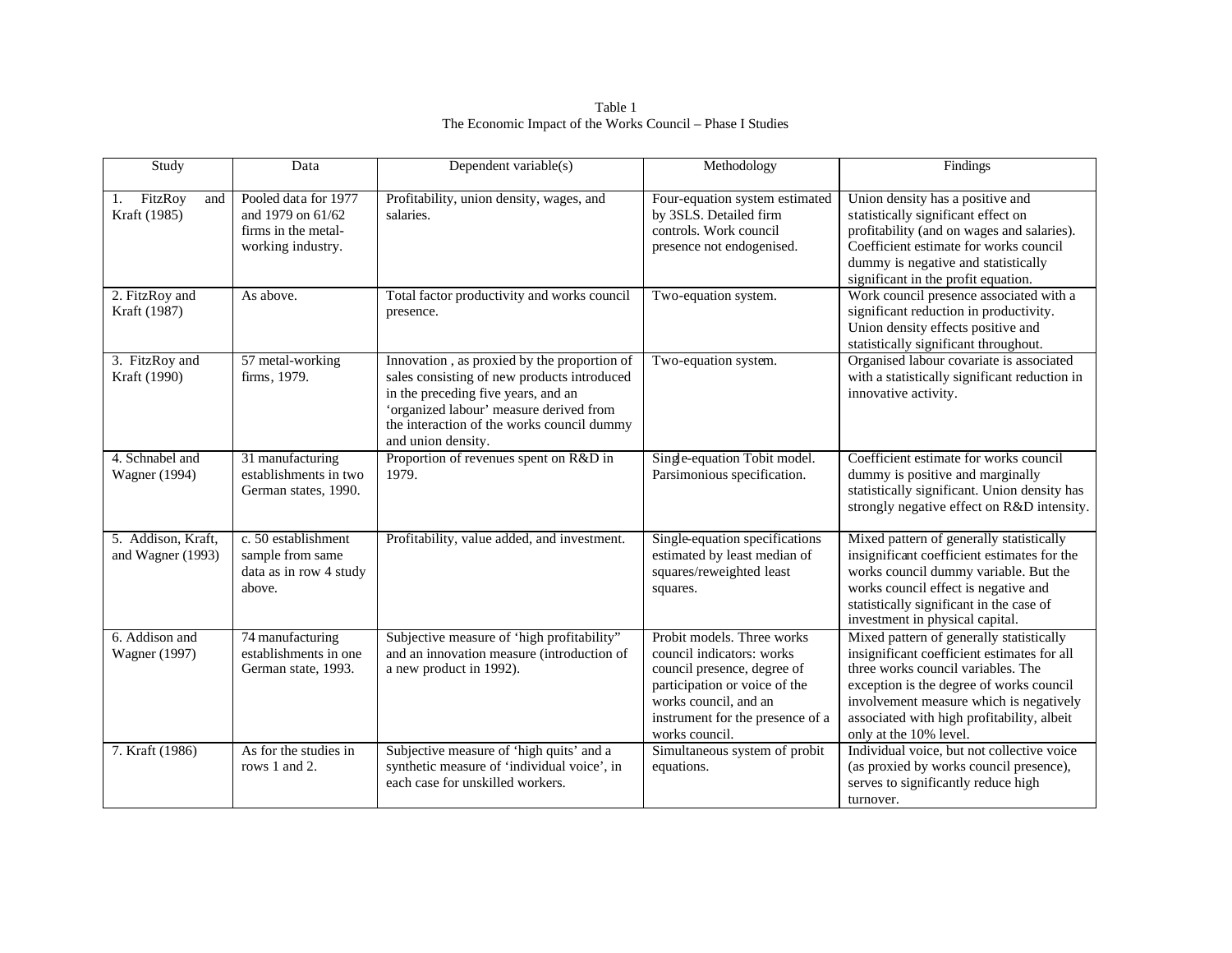Table 1
The Economic Impact of the Works Council – Phase I Studies

| Study | Data | Dependent variable(s) | Methodology | Findings |
|---|---|---|---|---|
| 1. FitzRoy and Kraft (1985) | Pooled data for 1977 and 1979 on 61/62 firms in the metal-working industry. | Profitability, union density, wages, and salaries. | Four-equation system estimated by 3SLS. Detailed firm controls. Work council presence not endogenised. | Union density has a positive and statistically significant effect on profitability (and on wages and salaries). Coefficient estimate for works council dummy is negative and statistically significant in the profit equation. |
| 2. FitzRoy and Kraft (1987) | As above. | Total factor productivity and works council presence. | Two-equation system. | Work council presence associated with a significant reduction in productivity. Union density effects positive and statistically significant throughout. |
| 3. FitzRoy and Kraft (1990) | 57 metal-working firms, 1979. | Innovation , as proxied by the proportion of sales consisting of new products introduced in the preceding five years, and an 'organized labour' measure derived from the interaction of the works council dummy and union density. | Two-equation system. | Organised labour covariate is associated with a statistically significant reduction in innovative activity. |
| 4. Schnabel and Wagner (1994) | 31 manufacturing establishments in two German states, 1990. | Proportion of revenues spent on R&D in 1979. | Single-equation Tobit model. Parsimonious specification. | Coefficient estimate for works council dummy is positive and marginally statistically significant. Union density has strongly negative effect on R&D intensity. |
| 5. Addison, Kraft, and Wagner (1993) | c. 50 establishment sample from same data as in row 4 study above. | Profitability, value added, and investment. | Single-equation specifications estimated by least median of squares/reweighted least squares. | Mixed pattern of generally statistically insignificant coefficient estimates for the works council dummy variable. But the works council effect is negative and statistically significant in the case of investment in physical capital. |
| 6. Addison and Wagner (1997) | 74 manufacturing establishments in one German state, 1993. | Subjective measure of 'high profitability" and an innovation measure (introduction of a new product in 1992). | Probit models. Three works council indicators: works council presence, degree of participation or voice of the works council, and an instrument for the presence of a works council. | Mixed pattern of generally statistically insignificant coefficient estimates for all three works council variables. The exception is the degree of works council involvement measure which is negatively associated with high profitability, albeit only at the 10% level. |
| 7. Kraft (1986) | As for the studies in rows 1 and 2. | Subjective measure of 'high quits' and a synthetic measure of 'individual voice', in each case for unskilled workers. | Simultaneous system of probit equations. | Individual voice, but not collective voice (as proxied by works council presence), serves to significantly reduce high turnover. |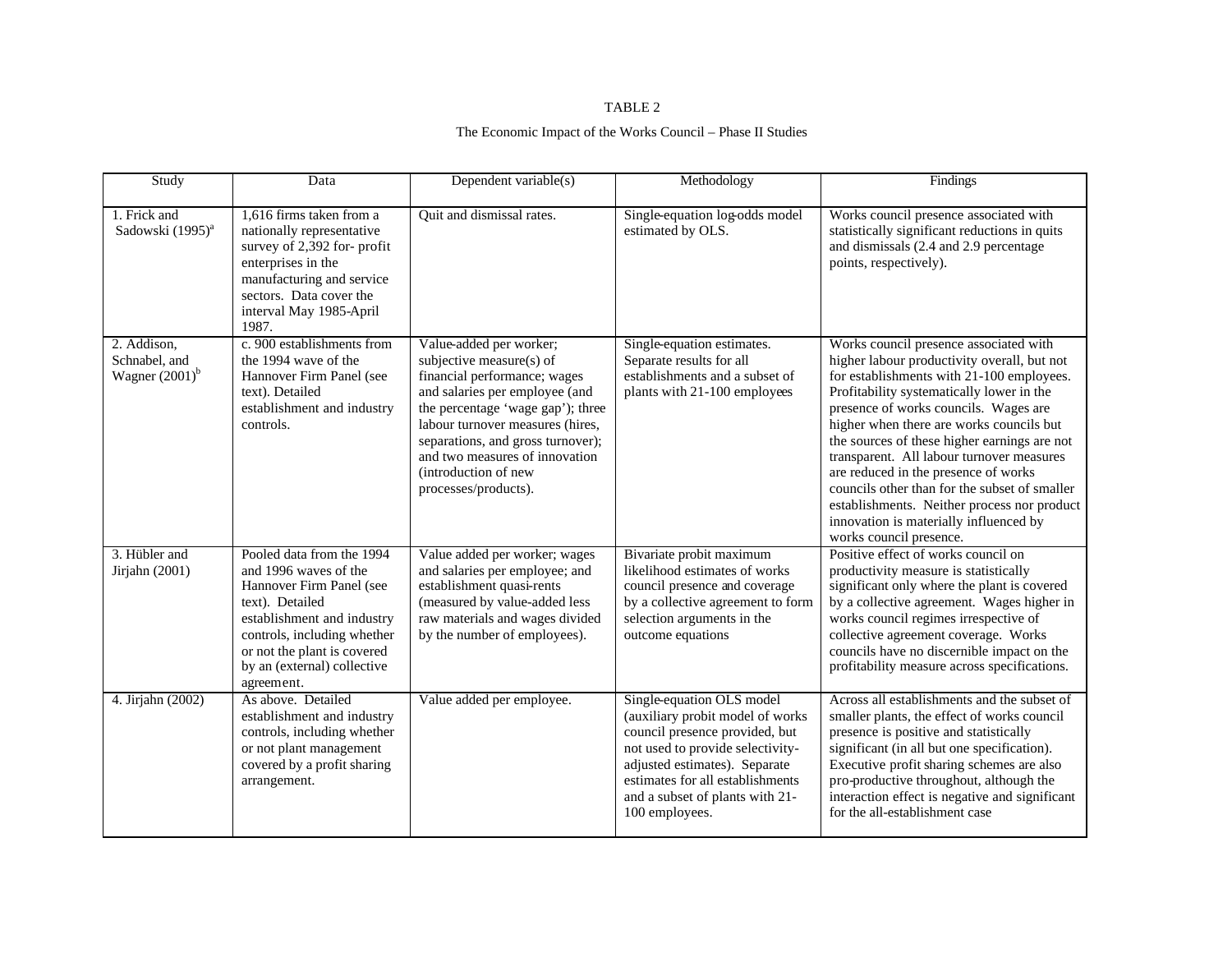TABLE 2

The Economic Impact of the Works Council – Phase II Studies

| Study | Data | Dependent variable(s) | Methodology | Findings |
|---|---|---|---|---|
| 1. Frick and Sadowski (1995)[a] | 1,616 firms taken from a nationally representative survey of 2,392 for- profit enterprises in the manufacturing and service sectors. Data cover the interval May 1985-April 1987. | Quit and dismissal rates. | Single-equation log-odds model estimated by OLS. | Works council presence associated with statistically significant reductions in quits and dismissals (2.4 and 2.9 percentage points, respectively). |
| 2. Addison, Schnabel, and Wagner (2001)[b] | c. 900 establishments from the 1994 wave of the Hannover Firm Panel (see text). Detailed establishment and industry controls. | Value-added per worker; subjective measure(s) of financial performance; wages and salaries per employee (and the percentage 'wage gap'); three labour turnover measures (hires, separations, and gross turnover); and two measures of innovation (introduction of new processes/products). | Single-equation estimates. Separate results for all establishments and a subset of plants with 21-100 employees | Works council presence associated with higher labour productivity overall, but not for establishments with 21-100 employees. Profitability systematically lower in the presence of works councils. Wages are higher when there are works councils but the sources of these higher earnings are not transparent. All labour turnover measures are reduced in the presence of works councils other than for the subset of smaller establishments. Neither process nor product innovation is materially influenced by works council presence. |
| 3. Hübler and Jirjahn (2001) | Pooled data from the 1994 and 1996 waves of the Hannover Firm Panel (see text). Detailed establishment and industry controls, including whether or not the plant is covered by an (external) collective agreement. | Value added per worker; wages and salaries per employee; and establishment quasi-rents (measured by value-added less raw materials and wages divided by the number of employees). | Bivariate probit maximum likelihood estimates of works council presence and coverage by a collective agreement to form selection arguments in the outcome equations | Positive effect of works council on productivity measure is statistically significant only where the plant is covered by a collective agreement. Wages higher in works council regimes irrespective of collective agreement coverage. Works councils have no discernible impact on the profitability measure across specifications. |
| 4. Jirjahn (2002) | As above. Detailed establishment and industry controls, including whether or not plant management covered by a profit sharing arrangement. | Value added per employee. | Single-equation OLS model (auxiliary probit model of works council presence provided, but not used to provide selectivity-adjusted estimates). Separate estimates for all establishments and a subset of plants with 21-100 employees. | Across all establishments and the subset of smaller plants, the effect of works council presence is positive and statistically significant (in all but one specification). Executive profit sharing schemes are also pro-productive throughout, although the interaction effect is negative and significant for the all-establishment case |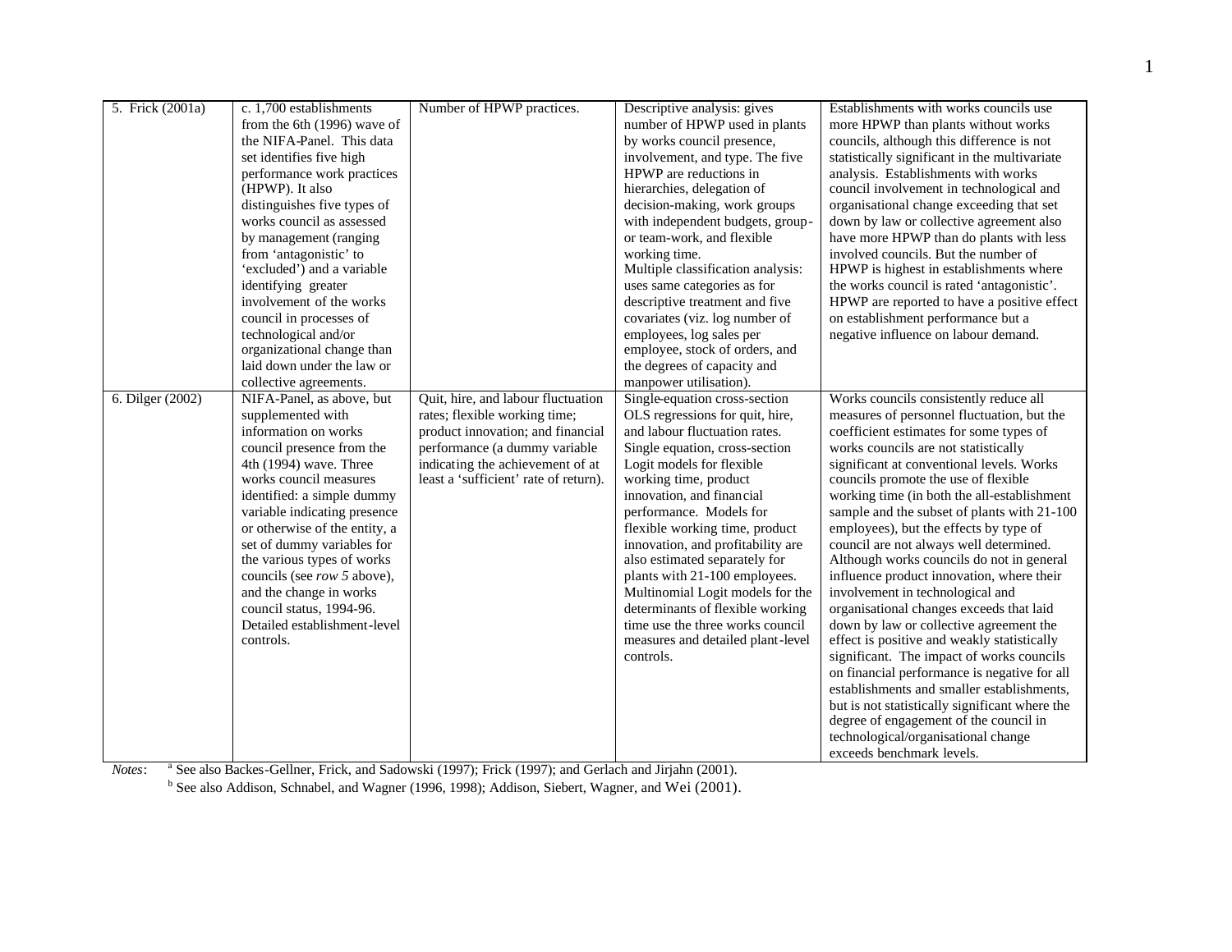| | | | | |
|---|---|---|---|---|
| 5. Frick (2001a) | c. 1,700 establishments from the 6th (1996) wave of the NIFA-Panel. This data set identifies five high performance work practices (HPWP). It also distinguishes five types of works council as assessed by management (ranging from 'antagonistic' to 'excluded') and a variable identifying greater involvement of the works council in processes of technological and/or organizational change than laid down under the law or collective agreements. | Number of HPWP practices. | Descriptive analysis: gives number of HPWP used in plants by works council presence, involvement, and type. The five HPWP are reductions in hierarchies, delegation of decision-making, work groups with independent budgets, group- or team-work, and flexible working time. Multiple classification analysis: uses same categories as for descriptive treatment and five covariates (viz. log number of employees, log sales per employee, stock of orders, and the degrees of capacity and manpower utilisation). | Establishments with works councils use more HPWP than plants without works councils, although this difference is not statistically significant in the multivariate analysis. Establishments with works council involvement in technological and organisational change exceeding that set down by law or collective agreement also have more HPWP than do plants with less involved councils. But the number of HPWP is highest in establishments where the works council is rated 'antagonistic'. HPWP are reported to have a positive effect on establishment performance but a negative influence on labour demand. |
| 6. Dilger (2002) | NIFA-Panel, as above, but supplemented with information on works council presence from the 4th (1994) wave. Three works council measures identified: a simple dummy variable indicating presence or otherwise of the entity, a set of dummy variables for the various types of works councils (see *row 5* above), and the change in works council status, 1994-96. Detailed establishment-level controls. | Quit, hire, and labour fluctuation rates; flexible working time; product innovation; and financial performance (a dummy variable indicating the achievement of at least a 'sufficient' rate of return). | Single-equation cross-section OLS regressions for quit, hire, and labour fluctuation rates. Single equation, cross-section Logit models for flexible working time, product innovation, and financial performance. Models for flexible working time, product innovation, and profitability are also estimated separately for plants with 21-100 employees. Multinomial Logit models for the determinants of flexible working time use the three works council measures and detailed plant-level controls. | Works councils consistently reduce all measures of personnel fluctuation, but the coefficient estimates for some types of works councils are not statistically significant at conventional levels. Works councils promote the use of flexible working time (in both the all-establishment sample and the subset of plants with 21-100 employees), but the effects by type of council are not always well determined. Although works councils do not in general influence product innovation, where their involvement in technological and organisational changes exceeds that laid down by law or collective agreement the effect is positive and weakly statistically significant. The impact of works councils on financial performance is negative for all establishments and smaller establishments, but is not statistically significant where the degree of engagement of the council in technological/organisational change exceeds benchmark levels. |

*Notes*: [a] See also Backes-Gellner, Frick, and Sadowski (1997); Frick (1997); and Gerlach and Jirjahn (2001).

[b] See also Addison, Schnabel, and Wagner (1996, 1998); Addison, Siebert, Wagner, and Wei (2001).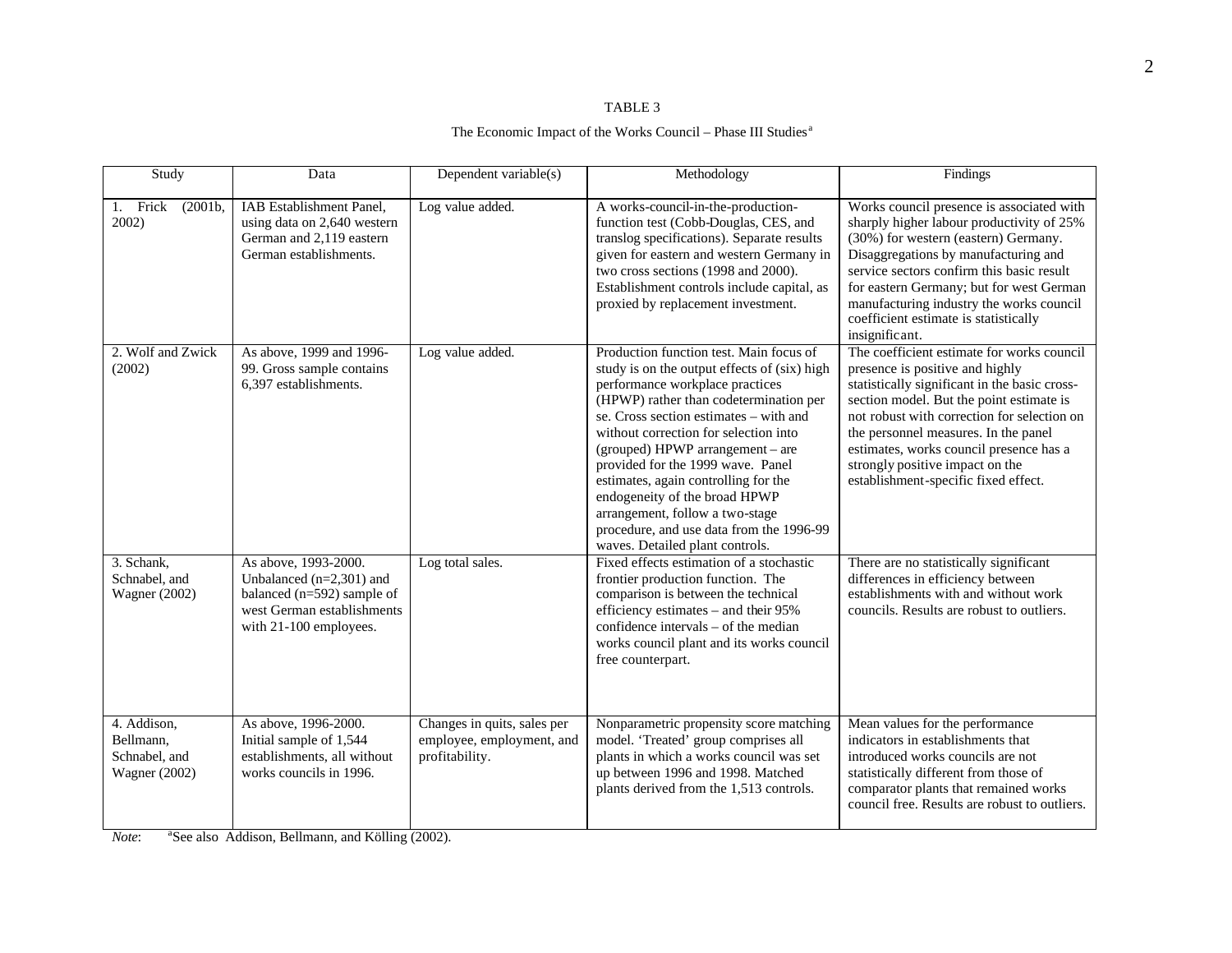TABLE 3

The Economic Impact of the Works Council – Phase III Studies[a]

| Study | Data | Dependent variable(s) | Methodology | Findings |
|---|---|---|---|---|
| 1. Frick (2001b, 2002) | IAB Establishment Panel, using data on 2,640 western German and 2,119 eastern German establishments. | Log value added. | A works-council-in-the-production-function test (Cobb-Douglas, CES, and translog specifications). Separate results given for eastern and western Germany in two cross sections (1998 and 2000). Establishment controls include capital, as proxied by replacement investment. | Works council presence is associated with sharply higher labour productivity of 25% (30%) for western (eastern) Germany. Disaggregations by manufacturing and service sectors confirm this basic result for eastern Germany; but for west German manufacturing industry the works council coefficient estimate is statistically insignificant. |
| 2. Wolf and Zwick (2002) | As above, 1999 and 1996-99. Gross sample contains 6,397 establishments. | Log value added. | Production function test. Main focus of study is on the output effects of (six) high performance workplace practices (HPWP) rather than codetermination per se. Cross section estimates – with and without correction for selection into (grouped) HPWP arrangement – are provided for the 1999 wave. Panel estimates, again controlling for the endogeneity of the broad HPWP arrangement, follow a two-stage procedure, and use data from the 1996-99 waves. Detailed plant controls. | The coefficient estimate for works council presence is positive and highly statistically significant in the basic cross-section model. But the point estimate is not robust with correction for selection on the personnel measures. In the panel estimates, works council presence has a strongly positive impact on the establishment-specific fixed effect. |
| 3. Schank, Schnabel, and Wagner (2002) | As above, 1993-2000. Unbalanced (n=2,301) and balanced (n=592) sample of west German establishments with 21-100 employees. | Log total sales. | Fixed effects estimation of a stochastic frontier production function. The comparison is between the technical efficiency estimates – and their 95% confidence intervals – of the median works council plant and its works council free counterpart. | There are no statistically significant differences in efficiency between establishments with and without work councils. Results are robust to outliers. |
| 4. Addison, Bellmann, Schnabel, and Wagner (2002) | As above, 1996-2000. Initial sample of 1,544 establishments, all without works councils in 1996. | Changes in quits, sales per employee, employment, and profitability. | Nonparametric propensity score matching model. 'Treated' group comprises all plants in which a works council was set up between 1996 and 1998. Matched plants derived from the 1,513 controls. | Mean values for the performance indicators in establishments that introduced works councils are not statistically different from those of comparator plants that remained works council free. Results are robust to outliers. |

*Note*: [a]See also Addison, Bellmann, and Kölling (2002).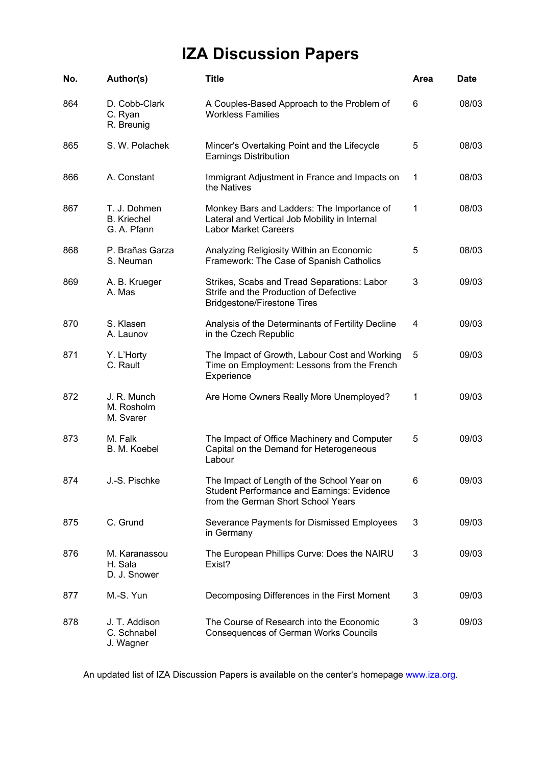# IZA Discussion Papers

| No. | Author(s) | Title | Area | Date |
| --- | --- | --- | --- | --- |
| 864 | D. Cobb-Clark<br>C. Ryan<br>R. Breunig | A Couples-Based Approach to the Problem of Workless Families | 6 | 08/03 |
| 865 | S. W. Polachek | Mincer's Overtaking Point and the Lifecycle Earnings Distribution | 5 | 08/03 |
| 866 | A. Constant | Immigrant Adjustment in France and Impacts on the Natives | 1 | 08/03 |
| 867 | T. J. Dohmen<br>B. Kriechel<br>G. A. Pfann | Monkey Bars and Ladders: The Importance of Lateral and Vertical Job Mobility in Internal Labor Market Careers | 1 | 08/03 |
| 868 | P. Brañas Garza<br>S. Neuman | Analyzing Religiosity Within an Economic Framework: The Case of Spanish Catholics | 5 | 08/03 |
| 869 | A. B. Krueger<br>A. Mas | Strikes, Scabs and Tread Separations: Labor Strife and the Production of Defective Bridgestone/Firestone Tires | 3 | 09/03 |
| 870 | S. Klasen<br>A. Launov | Analysis of the Determinants of Fertility Decline in the Czech Republic | 4 | 09/03 |
| 871 | Y. L'Horty<br>C. Rault | The Impact of Growth, Labour Cost and Working Time on Employment: Lessons from the French Experience | 5 | 09/03 |
| 872 | J. R. Munch<br>M. Rosholm<br>M. Svarer | Are Home Owners Really More Unemployed? | 1 | 09/03 |
| 873 | M. Falk<br>B. M. Koebel | The Impact of Office Machinery and Computer Capital on the Demand for Heterogeneous Labour | 5 | 09/03 |
| 874 | J.-S. Pischke | The Impact of Length of the School Year on Student Performance and Earnings: Evidence from the German Short School Years | 6 | 09/03 |
| 875 | C. Grund | Severance Payments for Dismissed Employees in Germany | 3 | 09/03 |
| 876 | M. Karanassou<br>H. Sala<br>D. J. Snower | The European Phillips Curve: Does the NAIRU Exist? | 3 | 09/03 |
| 877 | M.-S. Yun | Decomposing Differences in the First Moment | 3 | 09/03 |
| 878 | J. T. Addison<br>C. Schnabel<br>J. Wagner | The Course of Research into the Economic Consequences of German Works Councils | 3 | 09/03 |

An updated list of IZA Discussion Papers is available on the center's homepage www.iza.org.